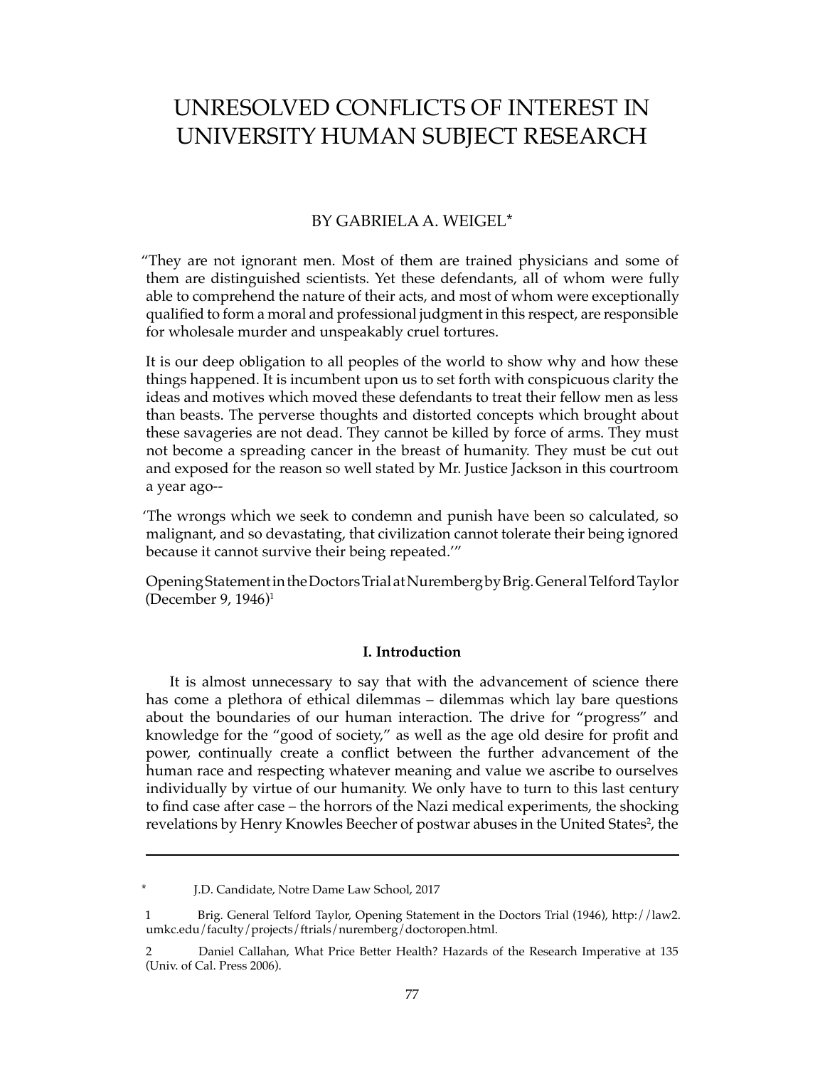# UNRESOLVED CONFLICTS OF INTEREST IN UNIVERSITY HUMAN SUBJECT RESEARCH

BY GABRIELA A. WEIGEL*

> "They are not ignorant men. Most of them are trained physicians and some of them are distinguished scientists. Yet these defendants, all of whom were fully able to comprehend the nature of their acts, and most of whom were exceptionally qualified to form a moral and professional judgment in this respect, are responsible for wholesale murder and unspeakably cruel tortures.
>
> It is our deep obligation to all peoples of the world to show why and how these things happened. It is incumbent upon us to set forth with conspicuous clarity the ideas and motives which moved these defendants to treat their fellow men as less than beasts. The perverse thoughts and distorted concepts which brought about these savageries are not dead. They cannot be killed by force of arms. They must not become a spreading cancer in the breast of humanity. They must be cut out and exposed for the reason so well stated by Mr. Justice Jackson in this courtroom a year ago--
>
> 'The wrongs which we seek to condemn and punish have been so calculated, so malignant, and so devastating, that civilization cannot tolerate their being ignored because it cannot survive their being repeated.'"
>
> Opening Statement in the Doctors Trial at Nuremberg by Brig. General Telford Taylor (December 9, 1946)[1]

## I. Introduction

It is almost unnecessary to say that with the advancement of science there has come a plethora of ethical dilemmas – dilemmas which lay bare questions about the boundaries of our human interaction. The drive for "progress" and knowledge for the "good of society," as well as the age old desire for profit and power, continually create a conflict between the further advancement of the human race and respecting whatever meaning and value we ascribe to ourselves individually by virtue of our humanity. We only have to turn to this last century to find case after case – the horrors of the Nazi medical experiments, the shocking revelations by Henry Knowles Beecher of postwar abuses in the United States[2], the

---

\* J.D. Candidate, Notre Dame Law School, 2017

1 Brig. General Telford Taylor, Opening Statement in the Doctors Trial (1946), http://law2.umkc.edu/faculty/projects/ftrials/nuremberg/doctoropen.html.

2 Daniel Callahan, What Price Better Health? Hazards of the Research Imperative at 135 (Univ. of Cal. Press 2006).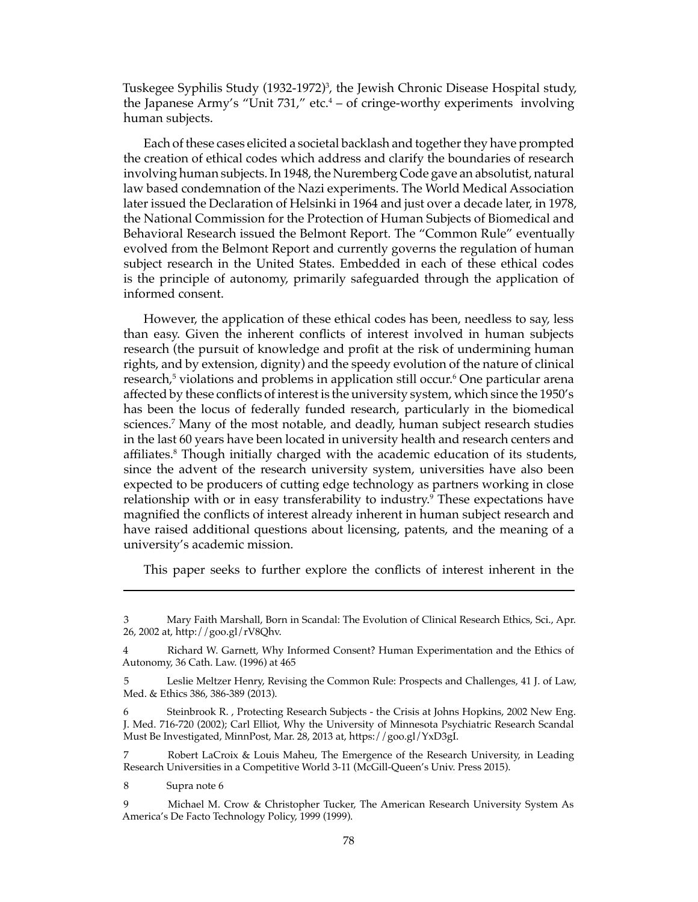Tuskegee Syphilis Study (1932-1972)[3], the Jewish Chronic Disease Hospital study, the Japanese Army's "Unit 731," etc.[4] – of cringe-worthy experiments involving human subjects.

Each of these cases elicited a societal backlash and together they have prompted the creation of ethical codes which address and clarify the boundaries of research involving human subjects. In 1948, the Nuremberg Code gave an absolutist, natural law based condemnation of the Nazi experiments. The World Medical Association later issued the Declaration of Helsinki in 1964 and just over a decade later, in 1978, the National Commission for the Protection of Human Subjects of Biomedical and Behavioral Research issued the Belmont Report. The "Common Rule" eventually evolved from the Belmont Report and currently governs the regulation of human subject research in the United States. Embedded in each of these ethical codes is the principle of autonomy, primarily safeguarded through the application of informed consent.

However, the application of these ethical codes has been, needless to say, less than easy. Given the inherent conflicts of interest involved in human subjects research (the pursuit of knowledge and profit at the risk of undermining human rights, and by extension, dignity) and the speedy evolution of the nature of clinical research,[5] violations and problems in application still occur.[6] One particular arena affected by these conflicts of interest is the university system, which since the 1950's has been the locus of federally funded research, particularly in the biomedical sciences.[7] Many of the most notable, and deadly, human subject research studies in the last 60 years have been located in university health and research centers and affiliates.[8] Though initially charged with the academic education of its students, since the advent of the research university system, universities have also been expected to be producers of cutting edge technology as partners working in close relationship with or in easy transferability to industry.[9] These expectations have magnified the conflicts of interest already inherent in human subject research and have raised additional questions about licensing, patents, and the meaning of a university's academic mission.

This paper seeks to further explore the conflicts of interest inherent in the

---

3 Mary Faith Marshall, Born in Scandal: The Evolution of Clinical Research Ethics, Sci., Apr. 26, 2002 at, http://goo.gl/rV8Qhv.

4 Richard W. Garnett, Why Informed Consent? Human Experimentation and the Ethics of Autonomy, 36 Cath. Law. (1996) at 465

5 Leslie Meltzer Henry, Revising the Common Rule: Prospects and Challenges, 41 J. of Law, Med. & Ethics 386, 386-389 (2013).

6 Steinbrook R. , Protecting Research Subjects - the Crisis at Johns Hopkins, 2002 New Eng. J. Med. 716-720 (2002); Carl Elliot, Why the University of Minnesota Psychiatric Research Scandal Must Be Investigated, MinnPost, Mar. 28, 2013 at, https://goo.gl/YxD3gI.

7 Robert LaCroix & Louis Maheu, The Emergence of the Research University, in Leading Research Universities in a Competitive World 3-11 (McGill-Queen's Univ. Press 2015).

8 Supra note 6

9 Michael M. Crow & Christopher Tucker, The American Research University System As America's De Facto Technology Policy, 1999 (1999).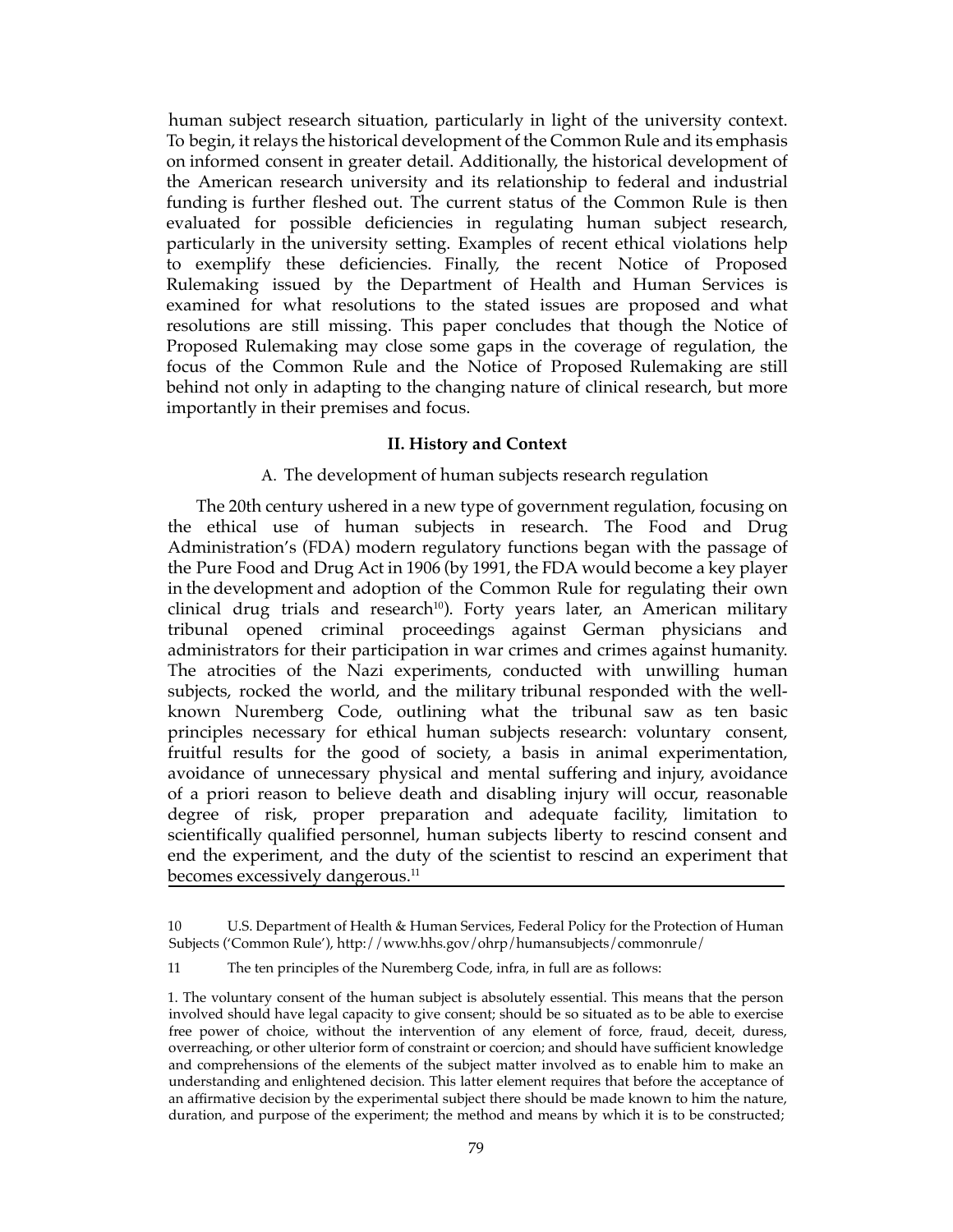human subject research situation, particularly in light of the university context. To begin, it relays the historical development of the Common Rule and its emphasis on informed consent in greater detail. Additionally, the historical development of the American research university and its relationship to federal and industrial funding is further fleshed out. The current status of the Common Rule is then evaluated for possible deficiencies in regulating human subject research, particularly in the university setting. Examples of recent ethical violations help to exemplify these deficiencies. Finally, the recent Notice of Proposed Rulemaking issued by the Department of Health and Human Services is examined for what resolutions to the stated issues are proposed and what resolutions are still missing. This paper concludes that though the Notice of Proposed Rulemaking may close some gaps in the coverage of regulation, the focus of the Common Rule and the Notice of Proposed Rulemaking are still behind not only in adapting to the changing nature of clinical research, but more importantly in their premises and focus.

## II. History and Context

### A. The development of human subjects research regulation

The 20th century ushered in a new type of government regulation, focusing on the ethical use of human subjects in research. The Food and Drug Administration's (FDA) modern regulatory functions began with the passage of the Pure Food and Drug Act in 1906 (by 1991, the FDA would become a key player in the development and adoption of the Common Rule for regulating their own clinical drug trials and research[10]). Forty years later, an American military tribunal opened criminal proceedings against German physicians and administrators for their participation in war crimes and crimes against humanity. The atrocities of the Nazi experiments, conducted with unwilling human subjects, rocked the world, and the military tribunal responded with the well-known Nuremberg Code, outlining what the tribunal saw as ten basic principles necessary for ethical human subjects research: voluntary consent, fruitful results for the good of society, a basis in animal experimentation, avoidance of unnecessary physical and mental suffering and injury, avoidance of a priori reason to believe death and disabling injury will occur, reasonable degree of risk, proper preparation and adequate facility, limitation to scientifically qualified personnel, human subjects liberty to rescind consent and end the experiment, and the duty of the scientist to rescind an experiment that becomes excessively dangerous.[11]

---

10 U.S. Department of Health & Human Services, Federal Policy for the Protection of Human Subjects ('Common Rule'), http://www.hhs.gov/ohrp/humansubjects/commonrule/

11 The ten principles of the Nuremberg Code, infra, in full are as follows:

1. The voluntary consent of the human subject is absolutely essential. This means that the person involved should have legal capacity to give consent; should be so situated as to be able to exercise free power of choice, without the intervention of any element of force, fraud, deceit, duress, overreaching, or other ulterior form of constraint or coercion; and should have sufficient knowledge and comprehensions of the elements of the subject matter involved as to enable him to make an understanding and enlightened decision. This latter element requires that before the acceptance of an affirmative decision by the experimental subject there should be made known to him the nature, duration, and purpose of the experiment; the method and means by which it is to be constructed;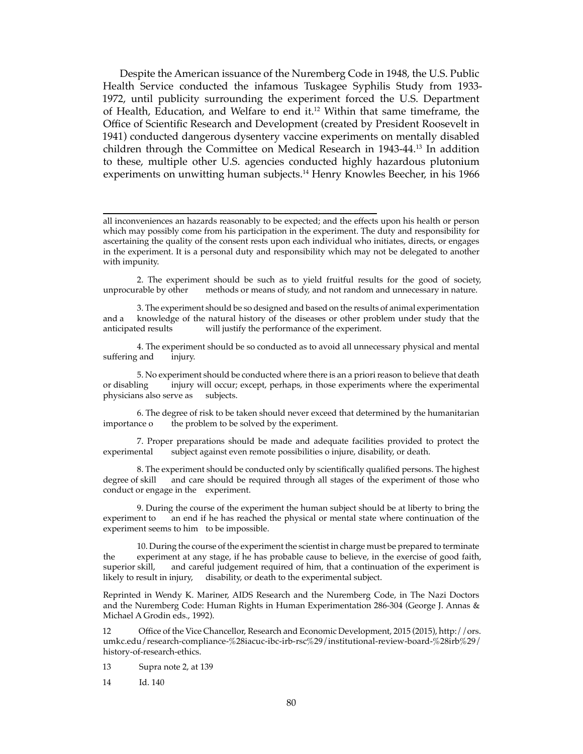Despite the American issuance of the Nuremberg Code in 1948, the U.S. Public Health Service conducted the infamous Tuskagee Syphilis Study from 1933-1972, until publicity surrounding the experiment forced the U.S. Department of Health, Education, and Welfare to end it.[12] Within that same timeframe, the Office of Scientific Research and Development (created by President Roosevelt in 1941) conducted dangerous dysentery vaccine experiments on mentally disabled children through the Committee on Medical Research in 1943-44.[13] In addition to these, multiple other U.S. agencies conducted highly hazardous plutonium experiments on unwitting human subjects.[14] Henry Knowles Beecher, in his 1966

---

all inconveniences an hazards reasonably to be expected; and the effects upon his health or person which may possibly come from his participation in the experiment. The duty and responsibility for ascertaining the quality of the consent rests upon each individual who initiates, directs, or engages in the experiment. It is a personal duty and responsibility which may not be delegated to another with impunity.

2. The experiment should be such as to yield fruitful results for the good of society, unprocurable by other methods or means of study, and not random and unnecessary in nature.

3. The experiment should be so designed and based on the results of animal experimentation and a knowledge of the natural history of the diseases or other problem under study that the anticipated results will justify the performance of the experiment.

4. The experiment should be so conducted as to avoid all unnecessary physical and mental suffering and injury.

5. No experiment should be conducted where there is an a priori reason to believe that death or disabling injury will occur; except, perhaps, in those experiments where the experimental physicians also serve as subjects.

6. The degree of risk to be taken should never exceed that determined by the humanitarian importance o the problem to be solved by the experiment.

7. Proper preparations should be made and adequate facilities provided to protect the experimental subject against even remote possibilities o injure, disability, or death.

8. The experiment should be conducted only by scientifically qualified persons. The highest degree of skill and care should be required through all stages of the experiment of those who conduct or engage in the experiment.

9. During the course of the experiment the human subject should be at liberty to bring the experiment to an end if he has reached the physical or mental state where continuation of the experiment seems to him to be impossible.

10. During the course of the experiment the scientist in charge must be prepared to terminate the experiment at any stage, if he has probable cause to believe, in the exercise of good faith, superior skill, and careful judgement required of him, that a continuation of the experiment is likely to result in injury, disability, or death to the experimental subject.

Reprinted in Wendy K. Mariner, AIDS Research and the Nuremberg Code, in The Nazi Doctors and the Nuremberg Code: Human Rights in Human Experimentation 286-304 (George J. Annas & Michael A Grodin eds., 1992).

12 Office of the Vice Chancellor, Research and Economic Development, 2015 (2015), http://ors.umkc.edu/research-compliance-%28iacuc-ibc-irb-rsc%29/institutional-review-board-%28irb%29/history-of-research-ethics.

13 Supra note 2, at 139

14 Id. 140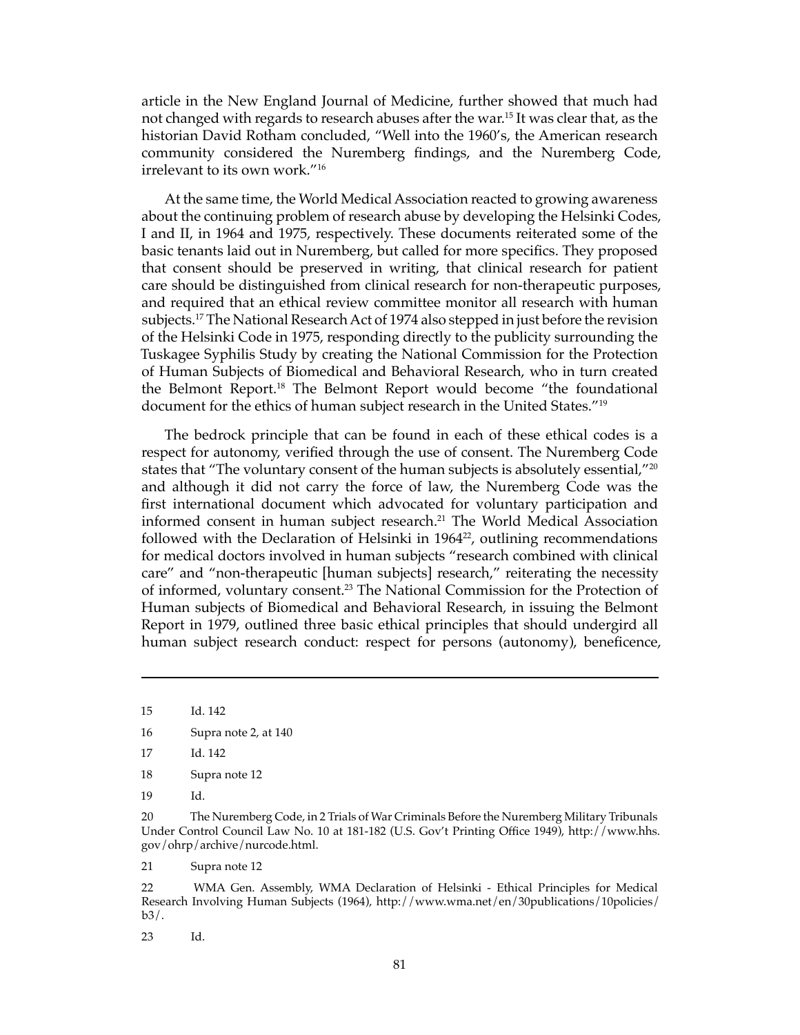article in the New England Journal of Medicine, further showed that much had not changed with regards to research abuses after the war.[15] It was clear that, as the historian David Rotham concluded, "Well into the 1960's, the American research community considered the Nuremberg findings, and the Nuremberg Code, irrelevant to its own work."[16]

At the same time, the World Medical Association reacted to growing awareness about the continuing problem of research abuse by developing the Helsinki Codes, I and II, in 1964 and 1975, respectively. These documents reiterated some of the basic tenants laid out in Nuremberg, but called for more specifics. They proposed that consent should be preserved in writing, that clinical research for patient care should be distinguished from clinical research for non-therapeutic purposes, and required that an ethical review committee monitor all research with human subjects.[17] The National Research Act of 1974 also stepped in just before the revision of the Helsinki Code in 1975, responding directly to the publicity surrounding the Tuskagee Syphilis Study by creating the National Commission for the Protection of Human Subjects of Biomedical and Behavioral Research, who in turn created the Belmont Report.[18] The Belmont Report would become "the foundational document for the ethics of human subject research in the United States."[19]

The bedrock principle that can be found in each of these ethical codes is a respect for autonomy, verified through the use of consent. The Nuremberg Code states that "The voluntary consent of the human subjects is absolutely essential,"[20] and although it did not carry the force of law, the Nuremberg Code was the first international document which advocated for voluntary participation and informed consent in human subject research.[21] The World Medical Association followed with the Declaration of Helsinki in 1964[22], outlining recommendations for medical doctors involved in human subjects "research combined with clinical care" and "non-therapeutic [human subjects] research," reiterating the necessity of informed, voluntary consent.[23] The National Commission for the Protection of Human subjects of Biomedical and Behavioral Research, in issuing the Belmont Report in 1979, outlined three basic ethical principles that should undergird all human subject research conduct: respect for persons (autonomy), beneficence,

---

15 Id. 142

16 Supra note 2, at 140

17 Id. 142

18 Supra note 12

19 Id.

20 The Nuremberg Code, in 2 Trials of War Criminals Before the Nuremberg Military Tribunals Under Control Council Law No. 10 at 181-182 (U.S. Gov't Printing Office 1949), http://www.hhs.gov/ohrp/archive/nurcode.html.

21 Supra note 12

22 WMA Gen. Assembly, WMA Declaration of Helsinki - Ethical Principles for Medical Research Involving Human Subjects (1964), http://www.wma.net/en/30publications/10policies/b3/.

23 Id.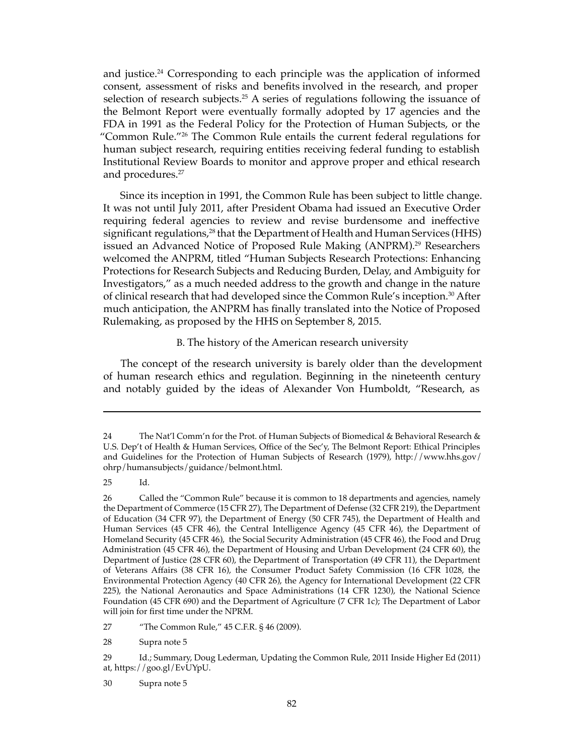and justice.[24] Corresponding to each principle was the application of informed consent, assessment of risks and benefits involved in the research, and proper selection of research subjects.[25] A series of regulations following the issuance of the Belmont Report were eventually formally adopted by 17 agencies and the FDA in 1991 as the Federal Policy for the Protection of Human Subjects, or the "Common Rule."[26] The Common Rule entails the current federal regulations for human subject research, requiring entities receiving federal funding to establish Institutional Review Boards to monitor and approve proper and ethical research and procedures.[27]

Since its inception in 1991, the Common Rule has been subject to little change. It was not until July 2011, after President Obama had issued an Executive Order requiring federal agencies to review and revise burdensome and ineffective significant regulations,[28] that the Department of Health and Human Services (HHS) issued an Advanced Notice of Proposed Rule Making (ANPRM).[29] Researchers welcomed the ANPRM, titled "Human Subjects Research Protections: Enhancing Protections for Research Subjects and Reducing Burden, Delay, and Ambiguity for Investigators," as a much needed address to the growth and change in the nature of clinical research that had developed since the Common Rule's inception.[30] After much anticipation, the ANPRM has finally translated into the Notice of Proposed Rulemaking, as proposed by the HHS on September 8, 2015.

### B. The history of the American research university

The concept of the research university is barely older than the development of human research ethics and regulation. Beginning in the nineteenth century and notably guided by the ideas of Alexander Von Humboldt, "Research, as

---

24 The Nat'l Comm'n for the Prot. of Human Subjects of Biomedical & Behavioral Research & U.S. Dep't of Health & Human Services, Office of the Sec'y, The Belmont Report: Ethical Principles and Guidelines for the Protection of Human Subjects of Research (1979), http://www.hhs.gov/ohrp/humansubjects/guidance/belmont.html.

25 Id.

26 Called the "Common Rule" because it is common to 18 departments and agencies, namely the Department of Commerce (15 CFR 27), The Department of Defense (32 CFR 219), the Department of Education (34 CFR 97), the Department of Energy (50 CFR 745), the Department of Health and Human Services (45 CFR 46), the Central Intelligence Agency (45 CFR 46), the Department of Homeland Security (45 CFR 46), the Social Security Administration (45 CFR 46), the Food and Drug Administration (45 CFR 46), the Department of Housing and Urban Development (24 CFR 60), the Department of Justice (28 CFR 60), the Department of Transportation (49 CFR 11), the Department of Veterans Affairs (38 CFR 16), the Consumer Product Safety Commission (16 CFR 1028, the Environmental Protection Agency (40 CFR 26), the Agency for International Development (22 CFR 225), the National Aeronautics and Space Administrations (14 CFR 1230), the National Science Foundation (45 CFR 690) and the Department of Agriculture (7 CFR 1c); The Department of Labor will join for first time under the NPRM.

27 "The Common Rule," 45 C.F.R. § 46 (2009).

28 Supra note 5

29 Id.; Summary, Doug Lederman, Updating the Common Rule, 2011 Inside Higher Ed (2011) at, https://goo.gl/EvUYpU.

30 Supra note 5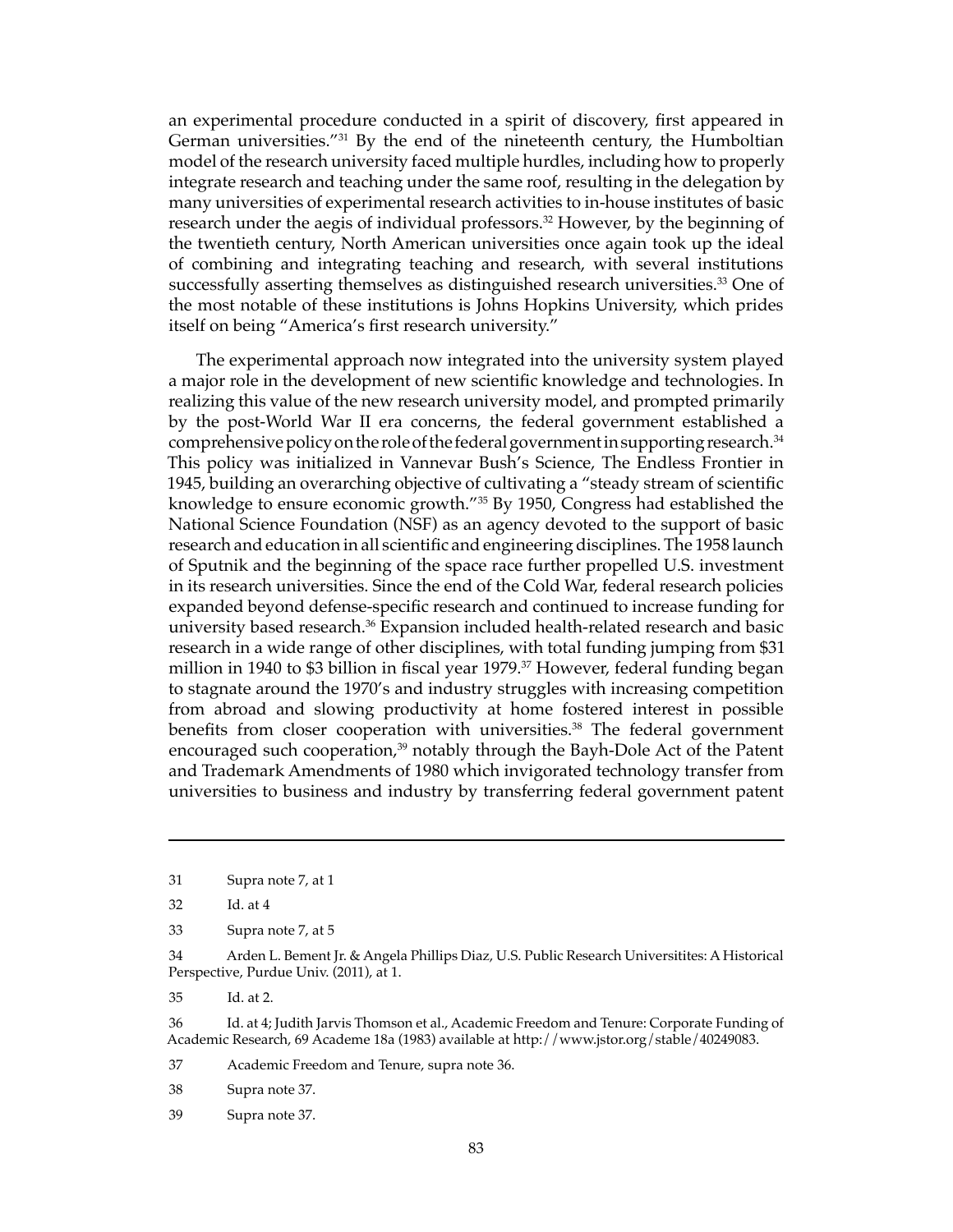an experimental procedure conducted in a spirit of discovery, first appeared in German universities."[31] By the end of the nineteenth century, the Humboltian model of the research university faced multiple hurdles, including how to properly integrate research and teaching under the same roof, resulting in the delegation by many universities of experimental research activities to in-house institutes of basic research under the aegis of individual professors.[32] However, by the beginning of the twentieth century, North American universities once again took up the ideal of combining and integrating teaching and research, with several institutions successfully asserting themselves as distinguished research universities.[33] One of the most notable of these institutions is Johns Hopkins University, which prides itself on being "America's first research university."

The experimental approach now integrated into the university system played a major role in the development of new scientific knowledge and technologies. In realizing this value of the new research university model, and prompted primarily by the post-World War II era concerns, the federal government established a comprehensive policy on the role of the federal government in supporting research.[34] This policy was initialized in Vannevar Bush's Science, The Endless Frontier in 1945, building an overarching objective of cultivating a "steady stream of scientific knowledge to ensure economic growth."[35] By 1950, Congress had established the National Science Foundation (NSF) as an agency devoted to the support of basic research and education in all scientific and engineering disciplines. The 1958 launch of Sputnik and the beginning of the space race further propelled U.S. investment in its research universities. Since the end of the Cold War, federal research policies expanded beyond defense-specific research and continued to increase funding for university based research.[36] Expansion included health-related research and basic research in a wide range of other disciplines, with total funding jumping from $31 million in 1940 to $3 billion in fiscal year 1979.[37] However, federal funding began to stagnate around the 1970's and industry struggles with increasing competition from abroad and slowing productivity at home fostered interest in possible benefits from closer cooperation with universities.[38] The federal government encouraged such cooperation,[39] notably through the Bayh-Dole Act of the Patent and Trademark Amendments of 1980 which invigorated technology transfer from universities to business and industry by transferring federal government patent

---

31 Supra note 7, at 1

32 Id. at 4

33 Supra note 7, at 5

34 Arden L. Bement Jr. & Angela Phillips Diaz, U.S. Public Research Universitites: A Historical Perspective, Purdue Univ. (2011), at 1.

35 Id. at 2.

36 Id. at 4; Judith Jarvis Thomson et al., Academic Freedom and Tenure: Corporate Funding of Academic Research, 69 Academe 18a (1983) available at http://www.jstor.org/stable/40249083.

37 Academic Freedom and Tenure, supra note 36.

38 Supra note 37.

39 Supra note 37.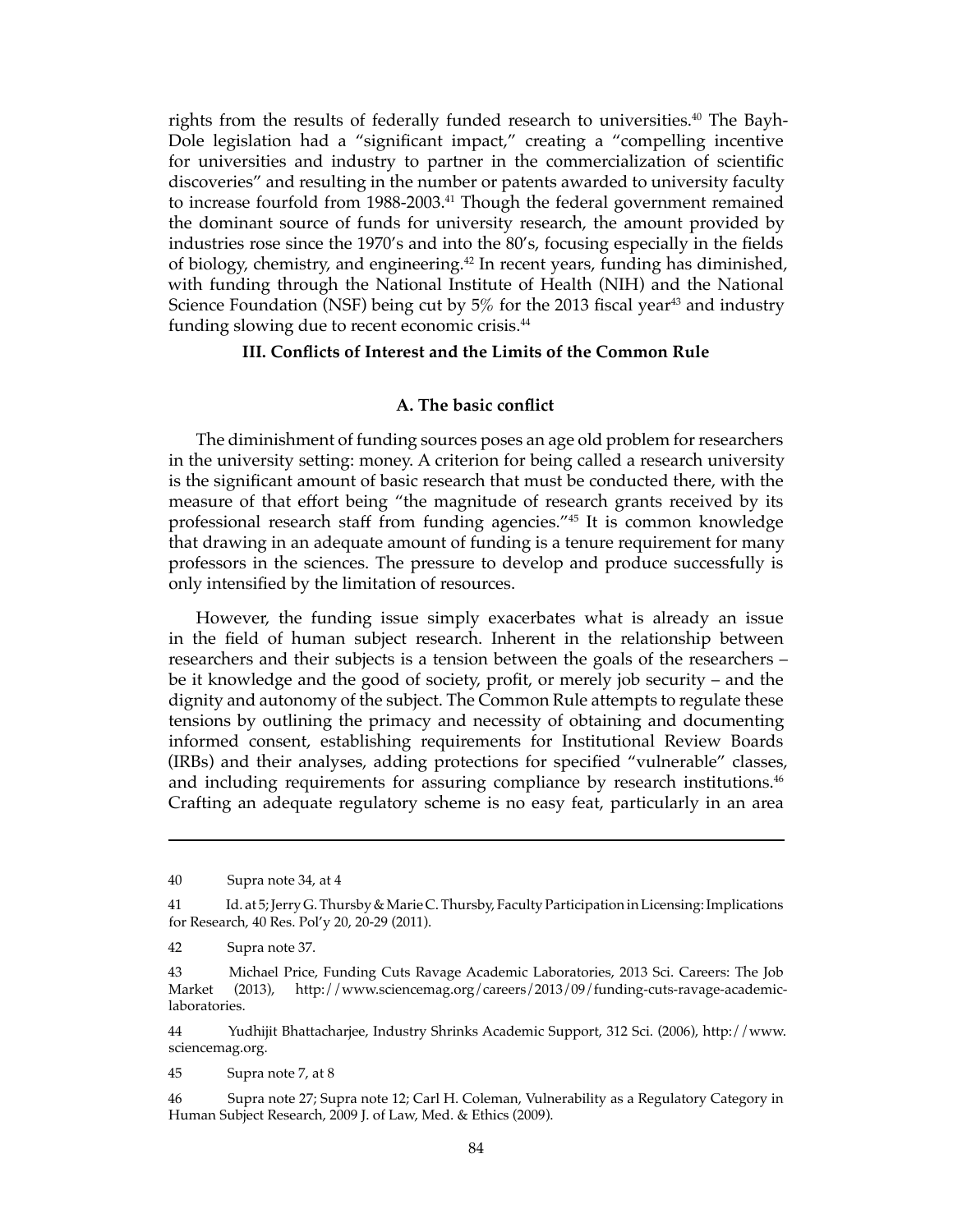rights from the results of federally funded research to universities.[40] The Bayh-Dole legislation had a "significant impact," creating a "compelling incentive for universities and industry to partner in the commercialization of scientific discoveries" and resulting in the number or patents awarded to university faculty to increase fourfold from 1988-2003.[41] Though the federal government remained the dominant source of funds for university research, the amount provided by industries rose since the 1970's and into the 80's, focusing especially in the fields of biology, chemistry, and engineering.[42] In recent years, funding has diminished, with funding through the National Institute of Health (NIH) and the National Science Foundation (NSF) being cut by 5% for the 2013 fiscal year[43] and industry funding slowing due to recent economic crisis.[44]

## III. Conflicts of Interest and the Limits of the Common Rule

### A. The basic conflict

The diminishment of funding sources poses an age old problem for researchers in the university setting: money. A criterion for being called a research university is the significant amount of basic research that must be conducted there, with the measure of that effort being "the magnitude of research grants received by its professional research staff from funding agencies."[45] It is common knowledge that drawing in an adequate amount of funding is a tenure requirement for many professors in the sciences. The pressure to develop and produce successfully is only intensified by the limitation of resources.

However, the funding issue simply exacerbates what is already an issue in the field of human subject research. Inherent in the relationship between researchers and their subjects is a tension between the goals of the researchers – be it knowledge and the good of society, profit, or merely job security – and the dignity and autonomy of the subject. The Common Rule attempts to regulate these tensions by outlining the primacy and necessity of obtaining and documenting informed consent, establishing requirements for Institutional Review Boards (IRBs) and their analyses, adding protections for specified "vulnerable" classes, and including requirements for assuring compliance by research institutions.[46] Crafting an adequate regulatory scheme is no easy feat, particularly in an area

---

40 Supra note 34, at 4

41 Id. at 5; Jerry G. Thursby & Marie C. Thursby, Faculty Participation in Licensing: Implications for Research, 40 Res. Pol'y 20, 20-29 (2011).

42 Supra note 37.

43 Michael Price, Funding Cuts Ravage Academic Laboratories, 2013 Sci. Careers: The Job Market (2013), http://www.sciencemag.org/careers/2013/09/funding-cuts-ravage-academic-laboratories.

44 Yudhijit Bhattacharjee, Industry Shrinks Academic Support, 312 Sci. (2006), http://www.sciencemag.org.

45 Supra note 7, at 8

46 Supra note 27; Supra note 12; Carl H. Coleman, Vulnerability as a Regulatory Category in Human Subject Research, 2009 J. of Law, Med. & Ethics (2009).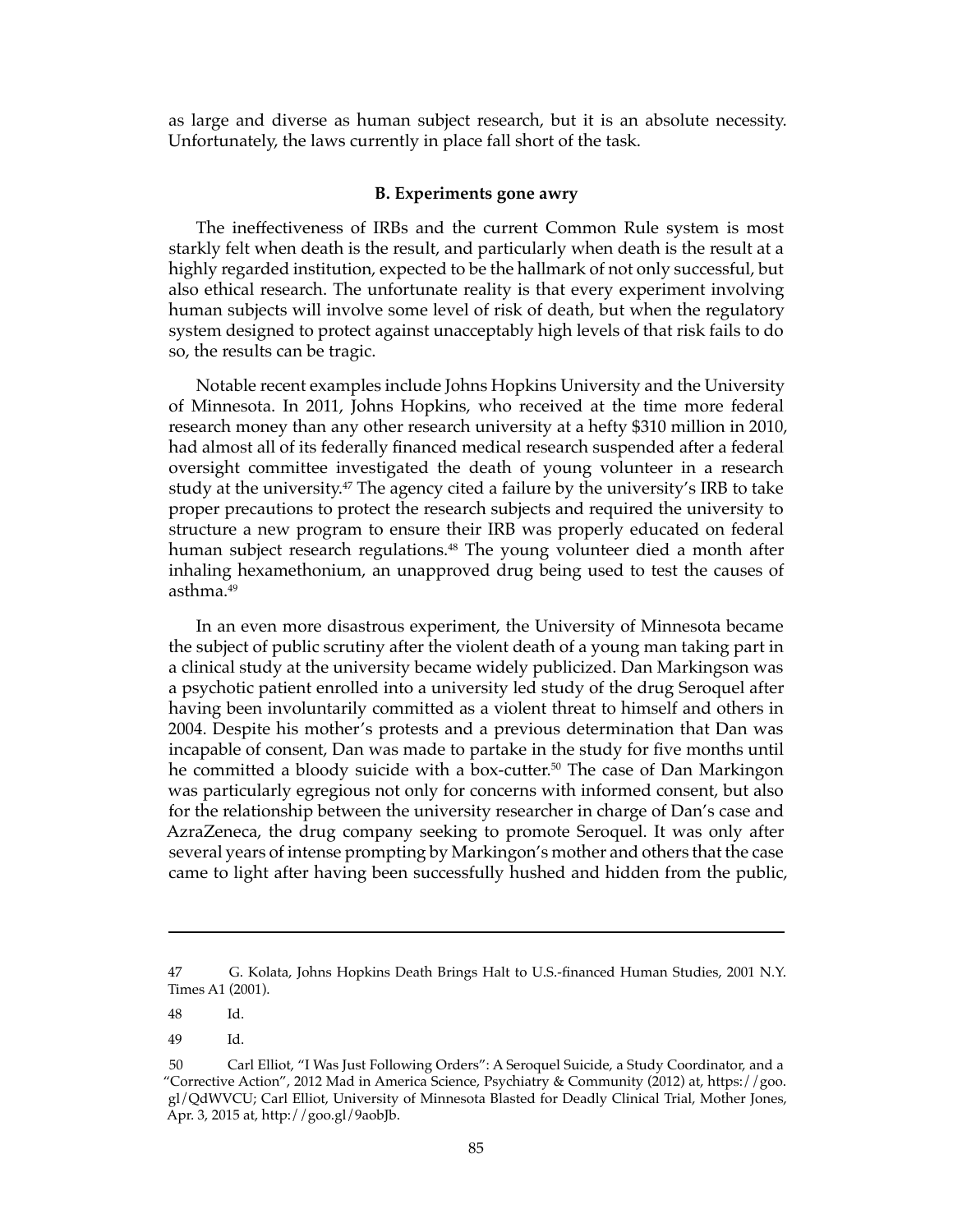as large and diverse as human subject research, but it is an absolute necessity. Unfortunately, the laws currently in place fall short of the task.

### B. Experiments gone awry

The ineffectiveness of IRBs and the current Common Rule system is most starkly felt when death is the result, and particularly when death is the result at a highly regarded institution, expected to be the hallmark of not only successful, but also ethical research. The unfortunate reality is that every experiment involving human subjects will involve some level of risk of death, but when the regulatory system designed to protect against unacceptably high levels of that risk fails to do so, the results can be tragic.

Notable recent examples include Johns Hopkins University and the University of Minnesota. In 2011, Johns Hopkins, who received at the time more federal research money than any other research university at a hefty $310 million in 2010, had almost all of its federally financed medical research suspended after a federal oversight committee investigated the death of young volunteer in a research study at the university.[47] The agency cited a failure by the university's IRB to take proper precautions to protect the research subjects and required the university to structure a new program to ensure their IRB was properly educated on federal human subject research regulations.[48] The young volunteer died a month after inhaling hexamethonium, an unapproved drug being used to test the causes of asthma.[49]

In an even more disastrous experiment, the University of Minnesota became the subject of public scrutiny after the violent death of a young man taking part in a clinical study at the university became widely publicized. Dan Markingson was a psychotic patient enrolled into a university led study of the drug Seroquel after having been involuntarily committed as a violent threat to himself and others in 2004. Despite his mother's protests and a previous determination that Dan was incapable of consent, Dan was made to partake in the study for five months until he committed a bloody suicide with a box-cutter.[50] The case of Dan Markingon was particularly egregious not only for concerns with informed consent, but also for the relationship between the university researcher in charge of Dan's case and AzraZeneca, the drug company seeking to promote Seroquel. It was only after several years of intense prompting by Markingon's mother and others that the case came to light after having been successfully hushed and hidden from the public,

---

47 G. Kolata, Johns Hopkins Death Brings Halt to U.S.-financed Human Studies, 2001 N.Y. Times A1 (2001).

48 Id.

49 Id.

50 Carl Elliot, "I Was Just Following Orders": A Seroquel Suicide, a Study Coordinator, and a "Corrective Action", 2012 Mad in America Science, Psychiatry & Community (2012) at, https://goo.gl/QdWVCU; Carl Elliot, University of Minnesota Blasted for Deadly Clinical Trial, Mother Jones, Apr. 3, 2015 at, http://goo.gl/9aobJb.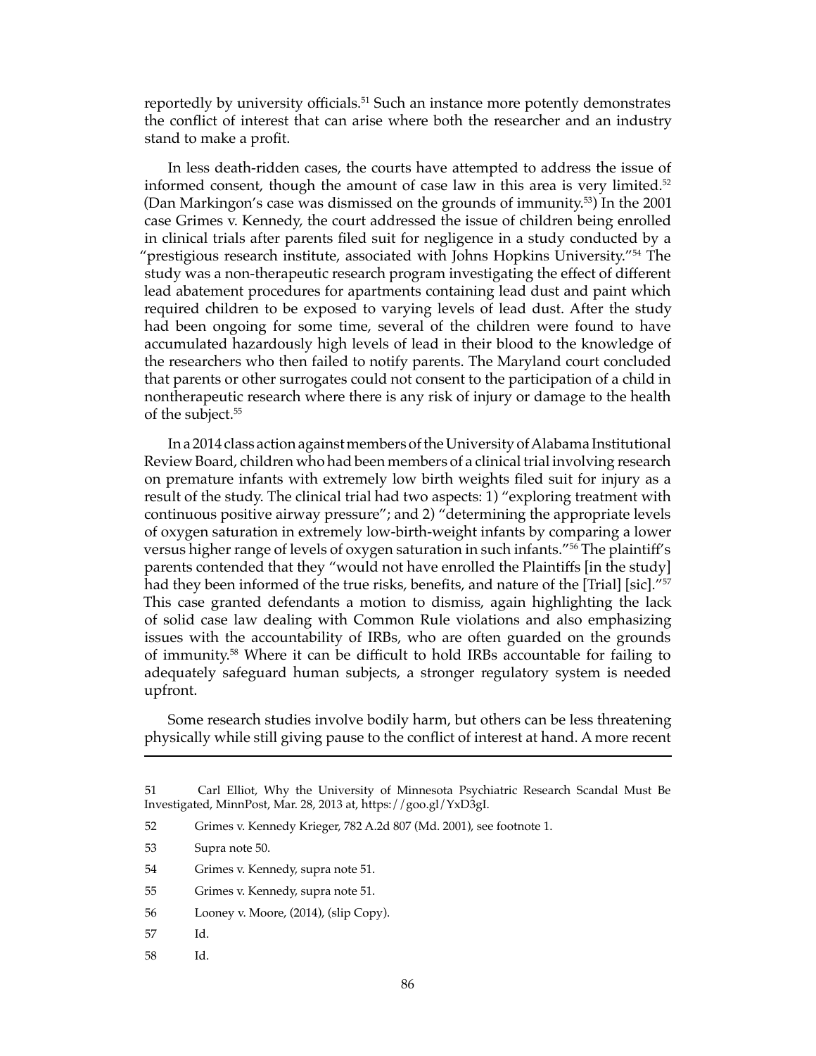reportedly by university officials.[51] Such an instance more potently demonstrates the conflict of interest that can arise where both the researcher and an industry stand to make a profit.

In less death-ridden cases, the courts have attempted to address the issue of informed consent, though the amount of case law in this area is very limited.[52] (Dan Markingon's case was dismissed on the grounds of immunity.[53]) In the 2001 case Grimes v. Kennedy, the court addressed the issue of children being enrolled in clinical trials after parents filed suit for negligence in a study conducted by a "prestigious research institute, associated with Johns Hopkins University."[54] The study was a non-therapeutic research program investigating the effect of different lead abatement procedures for apartments containing lead dust and paint which required children to be exposed to varying levels of lead dust. After the study had been ongoing for some time, several of the children were found to have accumulated hazardously high levels of lead in their blood to the knowledge of the researchers who then failed to notify parents. The Maryland court concluded that parents or other surrogates could not consent to the participation of a child in nontherapeutic research where there is any risk of injury or damage to the health of the subject.[55]

In a 2014 class action against members of the University of Alabama Institutional Review Board, children who had been members of a clinical trial involving research on premature infants with extremely low birth weights filed suit for injury as a result of the study. The clinical trial had two aspects: 1) "exploring treatment with continuous positive airway pressure"; and 2) "determining the appropriate levels of oxygen saturation in extremely low-birth-weight infants by comparing a lower versus higher range of levels of oxygen saturation in such infants."[56] The plaintiff's parents contended that they "would not have enrolled the Plaintiffs [in the study] had they been informed of the true risks, benefits, and nature of the [Trial] [sic]."[57] This case granted defendants a motion to dismiss, again highlighting the lack of solid case law dealing with Common Rule violations and also emphasizing issues with the accountability of IRBs, who are often guarded on the grounds of immunity.[58] Where it can be difficult to hold IRBs accountable for failing to adequately safeguard human subjects, a stronger regulatory system is needed upfront.

Some research studies involve bodily harm, but others can be less threatening physically while still giving pause to the conflict of interest at hand. A more recent

---

51 Carl Elliot, Why the University of Minnesota Psychiatric Research Scandal Must Be Investigated, MinnPost, Mar. 28, 2013 at, https://goo.gl/YxD3gI.

52 Grimes v. Kennedy Krieger, 782 A.2d 807 (Md. 2001), see footnote 1.

53 Supra note 50.

54 Grimes v. Kennedy, supra note 51.

55 Grimes v. Kennedy, supra note 51.

56 Looney v. Moore, (2014), (slip Copy).

57 Id.

58 Id.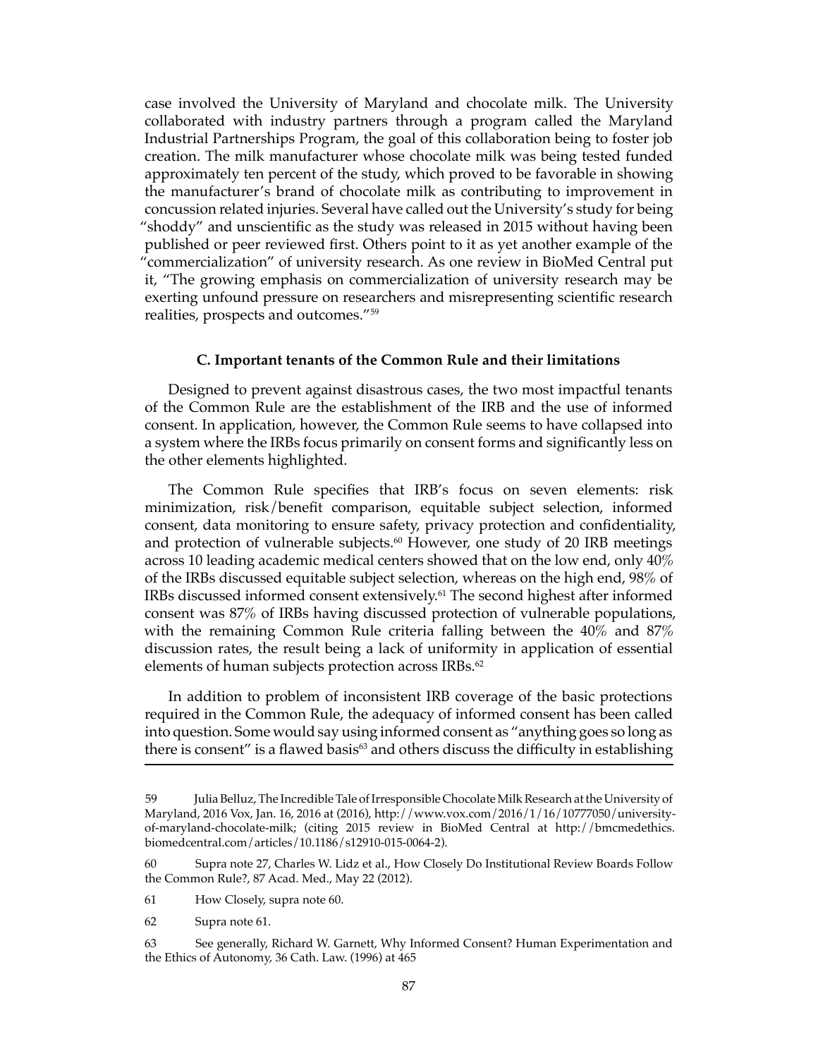case involved the University of Maryland and chocolate milk. The University collaborated with industry partners through a program called the Maryland Industrial Partnerships Program, the goal of this collaboration being to foster job creation. The milk manufacturer whose chocolate milk was being tested funded approximately ten percent of the study, which proved to be favorable in showing the manufacturer's brand of chocolate milk as contributing to improvement in concussion related injuries. Several have called out the University's study for being "shoddy" and unscientific as the study was released in 2015 without having been published or peer reviewed first. Others point to it as yet another example of the "commercialization" of university research. As one review in BioMed Central put it, "The growing emphasis on commercialization of university research may be exerting unfound pressure on researchers and misrepresenting scientific research realities, prospects and outcomes."[59]

### C. Important tenants of the Common Rule and their limitations

Designed to prevent against disastrous cases, the two most impactful tenants of the Common Rule are the establishment of the IRB and the use of informed consent. In application, however, the Common Rule seems to have collapsed into a system where the IRBs focus primarily on consent forms and significantly less on the other elements highlighted.

The Common Rule specifies that IRB's focus on seven elements: risk minimization, risk/benefit comparison, equitable subject selection, informed consent, data monitoring to ensure safety, privacy protection and confidentiality, and protection of vulnerable subjects.[60] However, one study of 20 IRB meetings across 10 leading academic medical centers showed that on the low end, only 40% of the IRBs discussed equitable subject selection, whereas on the high end, 98% of IRBs discussed informed consent extensively.[61] The second highest after informed consent was 87% of IRBs having discussed protection of vulnerable populations, with the remaining Common Rule criteria falling between the 40% and 87% discussion rates, the result being a lack of uniformity in application of essential elements of human subjects protection across IRBs.[62]

In addition to problem of inconsistent IRB coverage of the basic protections required in the Common Rule, the adequacy of informed consent has been called into question. Some would say using informed consent as "anything goes so long as there is consent" is a flawed basis[63] and others discuss the difficulty in establishing

---

59 Julia Belluz, The Incredible Tale of Irresponsible Chocolate Milk Research at the University of Maryland, 2016 Vox, Jan. 16, 2016 at (2016), http://www.vox.com/2016/1/16/10777050/university-of-maryland-chocolate-milk; (citing 2015 review in BioMed Central at http://bmcmedethics.biomedcentral.com/articles/10.1186/s12910-015-0064-2).

60 Supra note 27, Charles W. Lidz et al., How Closely Do Institutional Review Boards Follow the Common Rule?, 87 Acad. Med., May 22 (2012).

61 How Closely, supra note 60.

62 Supra note 61.

63 See generally, Richard W. Garnett, Why Informed Consent? Human Experimentation and the Ethics of Autonomy, 36 Cath. Law. (1996) at 465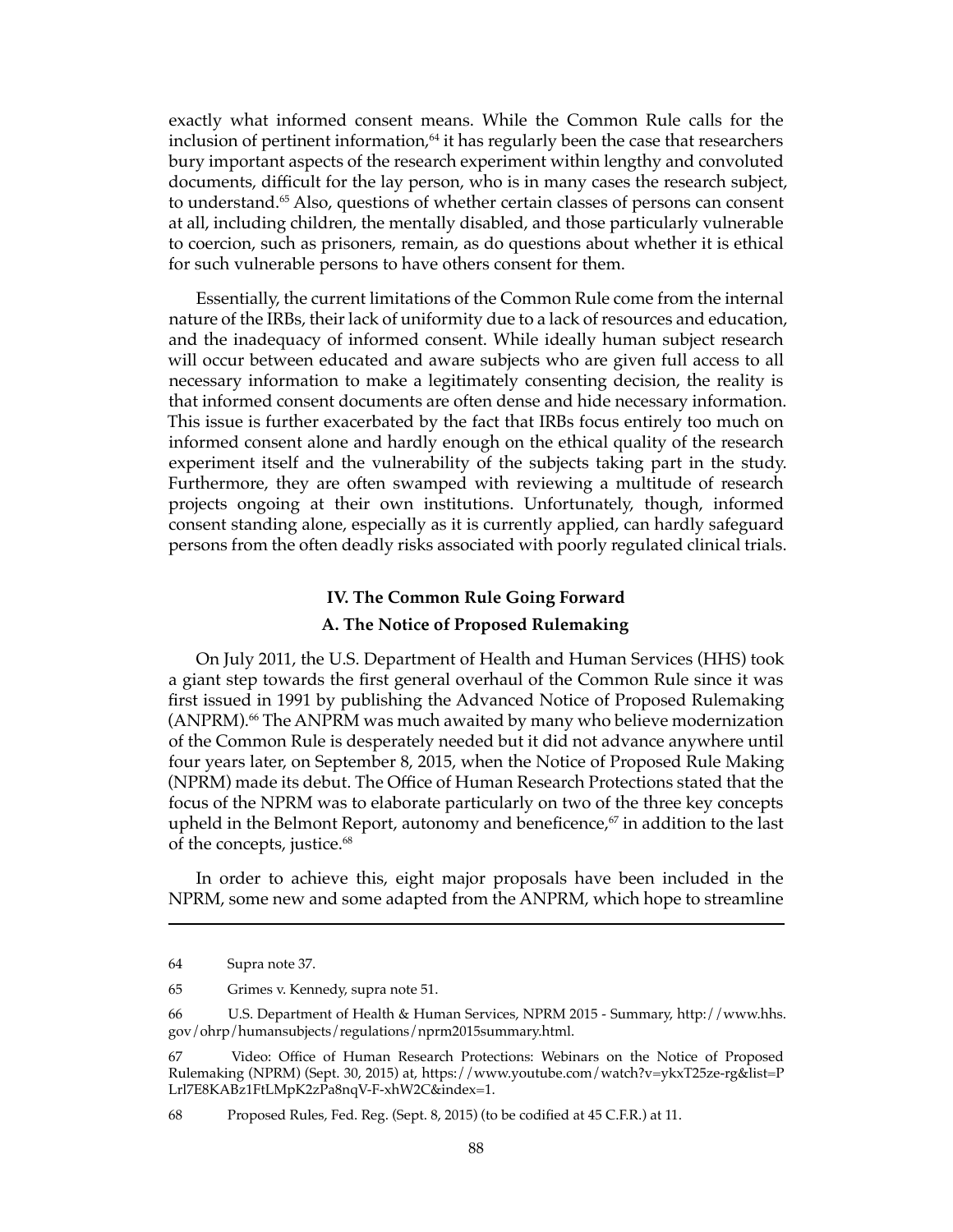exactly what informed consent means. While the Common Rule calls for the inclusion of pertinent information,[64] it has regularly been the case that researchers bury important aspects of the research experiment within lengthy and convoluted documents, difficult for the lay person, who is in many cases the research subject, to understand.[65] Also, questions of whether certain classes of persons can consent at all, including children, the mentally disabled, and those particularly vulnerable to coercion, such as prisoners, remain, as do questions about whether it is ethical for such vulnerable persons to have others consent for them.

Essentially, the current limitations of the Common Rule come from the internal nature of the IRBs, their lack of uniformity due to a lack of resources and education, and the inadequacy of informed consent. While ideally human subject research will occur between educated and aware subjects who are given full access to all necessary information to make a legitimately consenting decision, the reality is that informed consent documents are often dense and hide necessary information. This issue is further exacerbated by the fact that IRBs focus entirely too much on informed consent alone and hardly enough on the ethical quality of the research experiment itself and the vulnerability of the subjects taking part in the study. Furthermore, they are often swamped with reviewing a multitude of research projects ongoing at their own institutions. Unfortunately, though, informed consent standing alone, especially as it is currently applied, can hardly safeguard persons from the often deadly risks associated with poorly regulated clinical trials.

## IV. The Common Rule Going Forward

### A. The Notice of Proposed Rulemaking

On July 2011, the U.S. Department of Health and Human Services (HHS) took a giant step towards the first general overhaul of the Common Rule since it was first issued in 1991 by publishing the Advanced Notice of Proposed Rulemaking (ANPRM).[66] The ANPRM was much awaited by many who believe modernization of the Common Rule is desperately needed but it did not advance anywhere until four years later, on September 8, 2015, when the Notice of Proposed Rule Making (NPRM) made its debut. The Office of Human Research Protections stated that the focus of the NPRM was to elaborate particularly on two of the three key concepts upheld in the Belmont Report, autonomy and beneficence,[67] in addition to the last of the concepts, justice.[68]

In order to achieve this, eight major proposals have been included in the NPRM, some new and some adapted from the ANPRM, which hope to streamline

---

64 Supra note 37.

65 Grimes v. Kennedy, supra note 51.

66 U.S. Department of Health & Human Services, NPRM 2015 - Summary, http://www.hhs.gov/ohrp/humansubjects/regulations/nprm2015summary.html.

67 Video: Office of Human Research Protections: Webinars on the Notice of Proposed Rulemaking (NPRM) (Sept. 30, 2015) at, https://www.youtube.com/watch?v=ykxT25ze-rg&list=PLrl7E8KABz1FtLMpK2zPa8nqV-F-xhW2C&index=1.

68 Proposed Rules, Fed. Reg. (Sept. 8, 2015) (to be codified at 45 C.F.R.) at 11.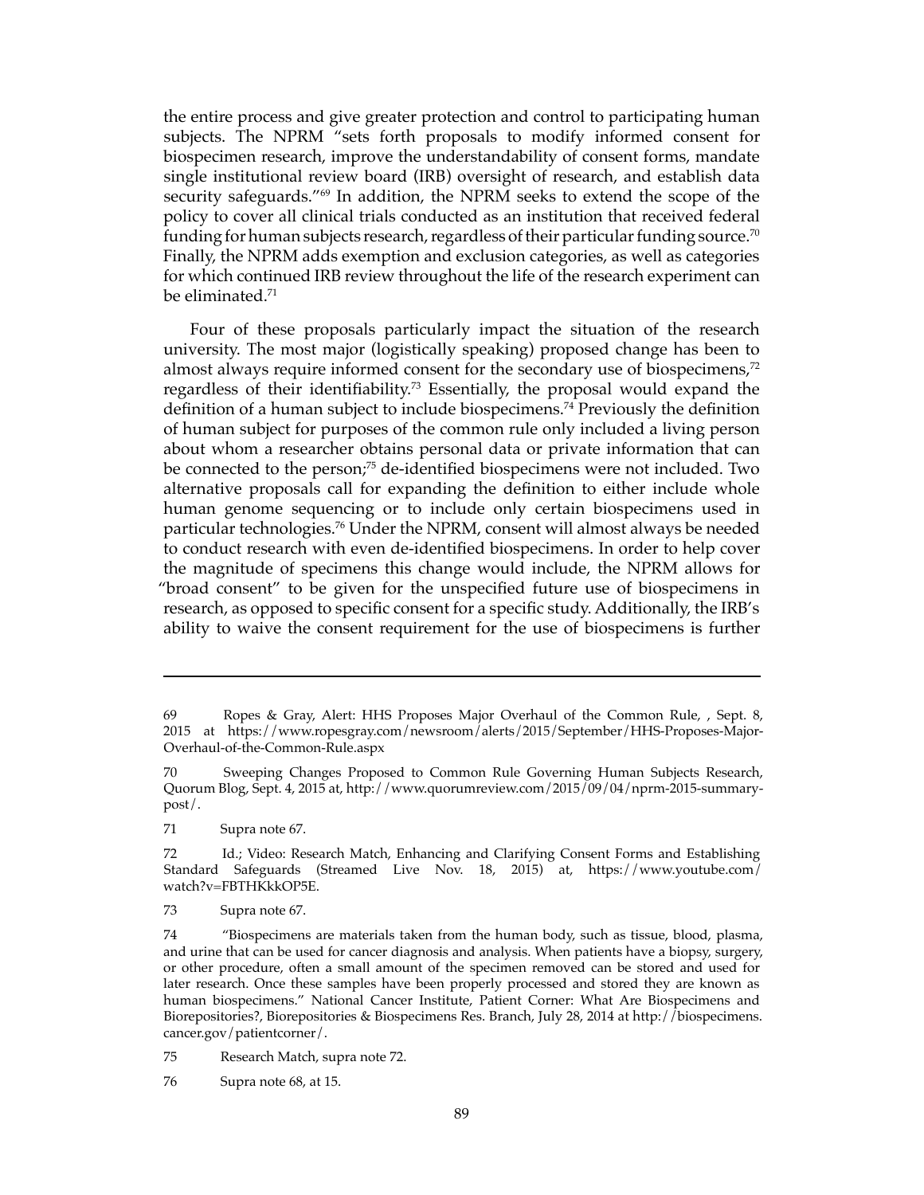the entire process and give greater protection and control to participating human subjects. The NPRM "sets forth proposals to modify informed consent for biospecimen research, improve the understandability of consent forms, mandate single institutional review board (IRB) oversight of research, and establish data security safeguards."[69] In addition, the NPRM seeks to extend the scope of the policy to cover all clinical trials conducted as an institution that received federal funding for human subjects research, regardless of their particular funding source.[70] Finally, the NPRM adds exemption and exclusion categories, as well as categories for which continued IRB review throughout the life of the research experiment can be eliminated.[71]

Four of these proposals particularly impact the situation of the research university. The most major (logistically speaking) proposed change has been to almost always require informed consent for the secondary use of biospecimens,[72] regardless of their identifiability.[73] Essentially, the proposal would expand the definition of a human subject to include biospecimens.[74] Previously the definition of human subject for purposes of the common rule only included a living person about whom a researcher obtains personal data or private information that can be connected to the person;[75] de-identified biospecimens were not included. Two alternative proposals call for expanding the definition to either include whole human genome sequencing or to include only certain biospecimens used in particular technologies.[76] Under the NPRM, consent will almost always be needed to conduct research with even de-identified biospecimens. In order to help cover the magnitude of specimens this change would include, the NPRM allows for "broad consent" to be given for the unspecified future use of biospecimens in research, as opposed to specific consent for a specific study. Additionally, the IRB's ability to waive the consent requirement for the use of biospecimens is further

---

69 Ropes & Gray, Alert: HHS Proposes Major Overhaul of the Common Rule, , Sept. 8, 2015 at https://www.ropesgray.com/newsroom/alerts/2015/September/HHS-Proposes-Major-Overhaul-of-the-Common-Rule.aspx

70 Sweeping Changes Proposed to Common Rule Governing Human Subjects Research, Quorum Blog, Sept. 4, 2015 at, http://www.quorumreview.com/2015/09/04/nprm-2015-summary-post/.

71 Supra note 67.

72 Id.; Video: Research Match, Enhancing and Clarifying Consent Forms and Establishing Standard Safeguards (Streamed Live Nov. 18, 2015) at, https://www.youtube.com/watch?v=FBTHKkkOP5E.

73 Supra note 67.

74 "Biospecimens are materials taken from the human body, such as tissue, blood, plasma, and urine that can be used for cancer diagnosis and analysis. When patients have a biopsy, surgery, or other procedure, often a small amount of the specimen removed can be stored and used for later research. Once these samples have been properly processed and stored they are known as human biospecimens." National Cancer Institute, Patient Corner: What Are Biospecimens and Biorepositories?, Biorepositories & Biospecimens Res. Branch, July 28, 2014 at http://biospecimens.cancer.gov/patientcorner/.

75 Research Match, supra note 72.

76 Supra note 68, at 15.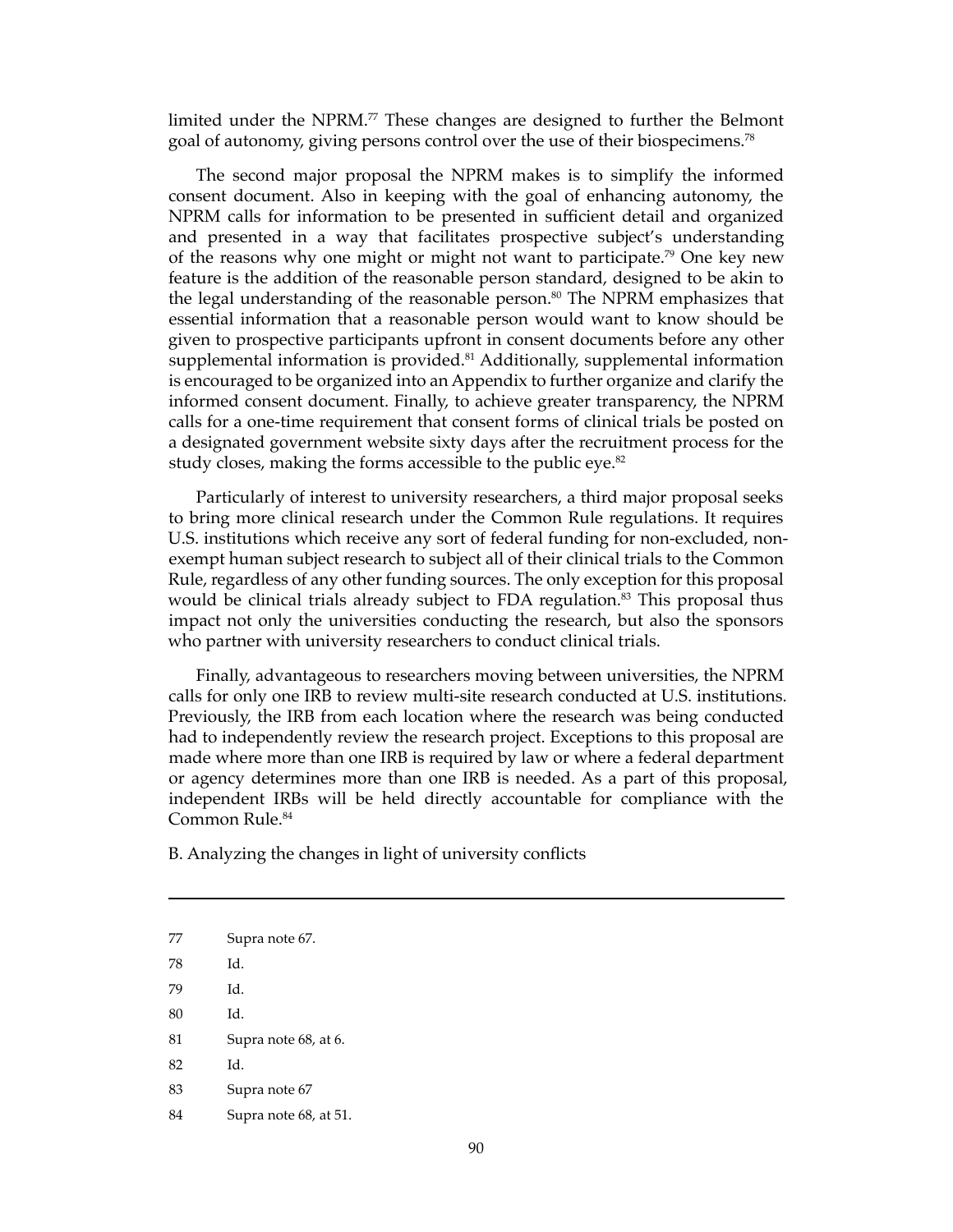limited under the NPRM.[77] These changes are designed to further the Belmont goal of autonomy, giving persons control over the use of their biospecimens.[78]

The second major proposal the NPRM makes is to simplify the informed consent document. Also in keeping with the goal of enhancing autonomy, the NPRM calls for information to be presented in sufficient detail and organized and presented in a way that facilitates prospective subject's understanding of the reasons why one might or might not want to participate.[79] One key new feature is the addition of the reasonable person standard, designed to be akin to the legal understanding of the reasonable person.[80] The NPRM emphasizes that essential information that a reasonable person would want to know should be given to prospective participants upfront in consent documents before any other supplemental information is provided.[81] Additionally, supplemental information is encouraged to be organized into an Appendix to further organize and clarify the informed consent document. Finally, to achieve greater transparency, the NPRM calls for a one-time requirement that consent forms of clinical trials be posted on a designated government website sixty days after the recruitment process for the study closes, making the forms accessible to the public eye.[82]

Particularly of interest to university researchers, a third major proposal seeks to bring more clinical research under the Common Rule regulations. It requires U.S. institutions which receive any sort of federal funding for non-excluded, non-exempt human subject research to subject all of their clinical trials to the Common Rule, regardless of any other funding sources. The only exception for this proposal would be clinical trials already subject to FDA regulation.[83] This proposal thus impact not only the universities conducting the research, but also the sponsors who partner with university researchers to conduct clinical trials.

Finally, advantageous to researchers moving between universities, the NPRM calls for only one IRB to review multi-site research conducted at U.S. institutions. Previously, the IRB from each location where the research was being conducted had to independently review the research project. Exceptions to this proposal are made where more than one IRB is required by law or where a federal department or agency determines more than one IRB is needed. As a part of this proposal, independent IRBs will be held directly accountable for compliance with the Common Rule.[84]

B. Analyzing the changes in light of university conflicts

---

77 Supra note 67.

78 Id.

79 Id.

80 Id.

81 Supra note 68, at 6.

82 Id.

83 Supra note 67

84 Supra note 68, at 51.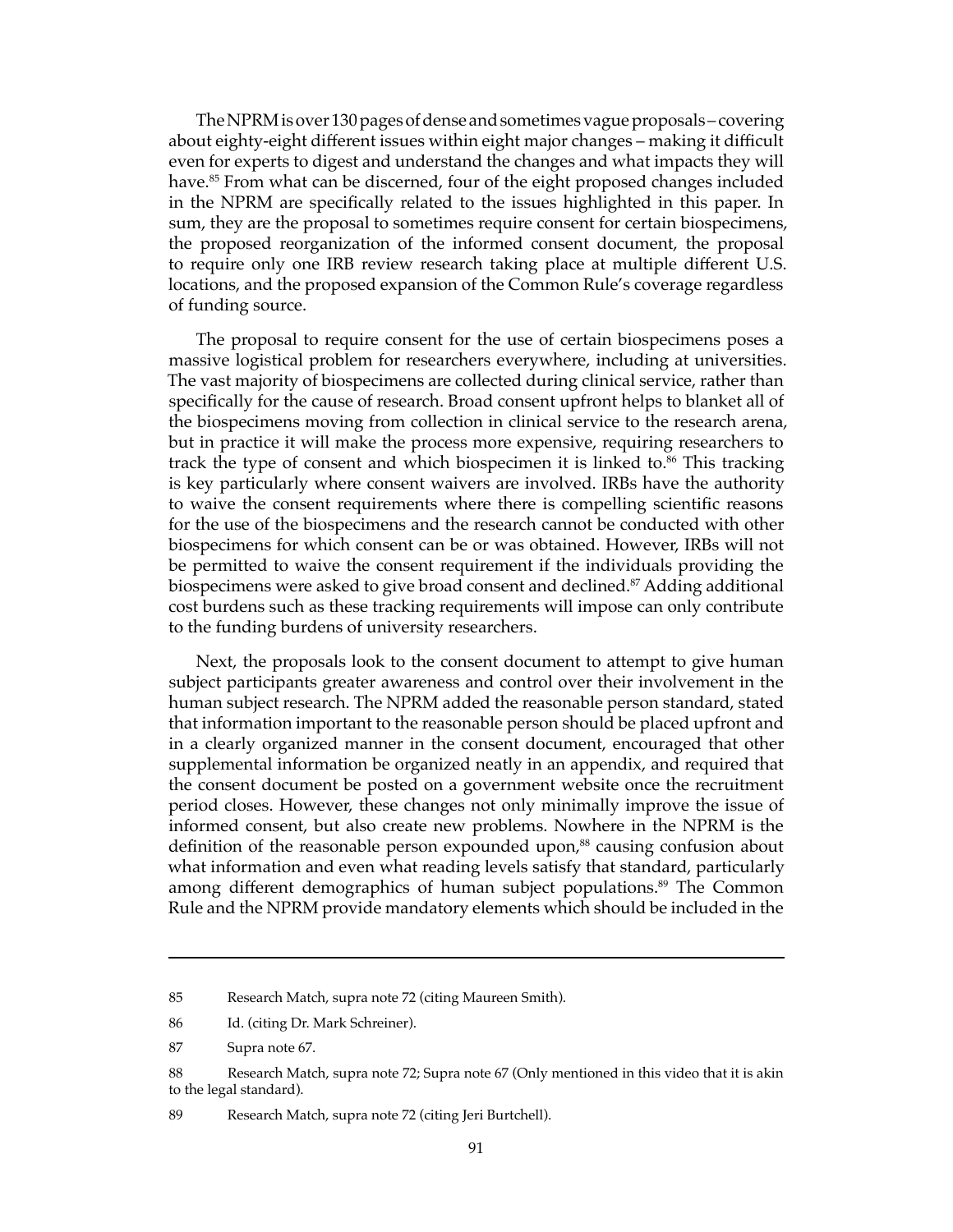The NPRM is over 130 pages of dense and sometimes vague proposals – covering about eighty-eight different issues within eight major changes – making it difficult even for experts to digest and understand the changes and what impacts they will have.[85] From what can be discerned, four of the eight proposed changes included in the NPRM are specifically related to the issues highlighted in this paper. In sum, they are the proposal to sometimes require consent for certain biospecimens, the proposed reorganization of the informed consent document, the proposal to require only one IRB review research taking place at multiple different U.S. locations, and the proposed expansion of the Common Rule's coverage regardless of funding source.

The proposal to require consent for the use of certain biospecimens poses a massive logistical problem for researchers everywhere, including at universities. The vast majority of biospecimens are collected during clinical service, rather than specifically for the cause of research. Broad consent upfront helps to blanket all of the biospecimens moving from collection in clinical service to the research arena, but in practice it will make the process more expensive, requiring researchers to track the type of consent and which biospecimen it is linked to.[86] This tracking is key particularly where consent waivers are involved. IRBs have the authority to waive the consent requirements where there is compelling scientific reasons for the use of the biospecimens and the research cannot be conducted with other biospecimens for which consent can be or was obtained. However, IRBs will not be permitted to waive the consent requirement if the individuals providing the biospecimens were asked to give broad consent and declined.[87] Adding additional cost burdens such as these tracking requirements will impose can only contribute to the funding burdens of university researchers.

Next, the proposals look to the consent document to attempt to give human subject participants greater awareness and control over their involvement in the human subject research. The NPRM added the reasonable person standard, stated that information important to the reasonable person should be placed upfront and in a clearly organized manner in the consent document, encouraged that other supplemental information be organized neatly in an appendix, and required that the consent document be posted on a government website once the recruitment period closes. However, these changes not only minimally improve the issue of informed consent, but also create new problems. Nowhere in the NPRM is the definition of the reasonable person expounded upon,[88] causing confusion about what information and even what reading levels satisfy that standard, particularly among different demographics of human subject populations.[89] The Common Rule and the NPRM provide mandatory elements which should be included in the

---

85 Research Match, supra note 72 (citing Maureen Smith).

86 Id. (citing Dr. Mark Schreiner).

87 Supra note 67.

88 Research Match, supra note 72; Supra note 67 (Only mentioned in this video that it is akin to the legal standard).

89 Research Match, supra note 72 (citing Jeri Burtchell).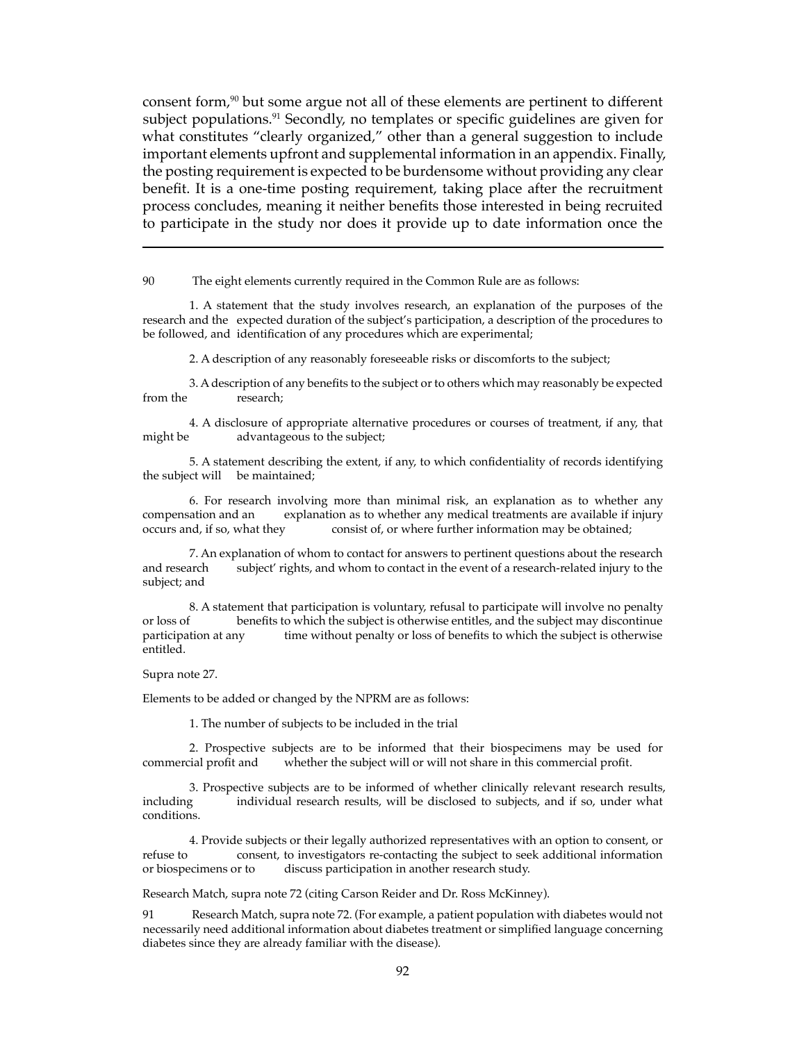consent form,[90] but some argue not all of these elements are pertinent to different subject populations.[91] Secondly, no templates or specific guidelines are given for what constitutes "clearly organized," other than a general suggestion to include important elements upfront and supplemental information in an appendix. Finally, the posting requirement is expected to be burdensome without providing any clear benefit. It is a one-time posting requirement, taking place after the recruitment process concludes, meaning it neither benefits those interested in being recruited to participate in the study nor does it provide up to date information once the

---

90 The eight elements currently required in the Common Rule are as follows:

1. A statement that the study involves research, an explanation of the purposes of the research and the expected duration of the subject's participation, a description of the procedures to be followed, and identification of any procedures which are experimental;

2. A description of any reasonably foreseeable risks or discomforts to the subject;

3. A description of any benefits to the subject or to others which may reasonably be expected from the research;

4. A disclosure of appropriate alternative procedures or courses of treatment, if any, that might be advantageous to the subject;

5. A statement describing the extent, if any, to which confidentiality of records identifying the subject will be maintained;

6. For research involving more than minimal risk, an explanation as to whether any compensation and an explanation as to whether any medical treatments are available if injury occurs and, if so, what they consist of, or where further information may be obtained;

7. An explanation of whom to contact for answers to pertinent questions about the research and research subject' rights, and whom to contact in the event of a research-related injury to the subject; and

8. A statement that participation is voluntary, refusal to participate will involve no penalty or loss of benefits to which the subject is otherwise entitles, and the subject may discontinue participation at any time without penalty or loss of benefits to which the subject is otherwise entitled.

Supra note 27.

Elements to be added or changed by the NPRM are as follows:

1. The number of subjects to be included in the trial

2. Prospective subjects are to be informed that their biospecimens may be used for commercial profit and whether the subject will or will not share in this commercial profit.

3. Prospective subjects are to be informed of whether clinically relevant research results, including individual research results, will be disclosed to subjects, and if so, under what conditions.

4. Provide subjects or their legally authorized representatives with an option to consent, or refuse to consent, to investigators re-contacting the subject to seek additional information or biospecimens or to discuss participation in another research study.

Research Match, supra note 72 (citing Carson Reider and Dr. Ross McKinney).

91 Research Match, supra note 72. (For example, a patient population with diabetes would not necessarily need additional information about diabetes treatment or simplified language concerning diabetes since they are already familiar with the disease).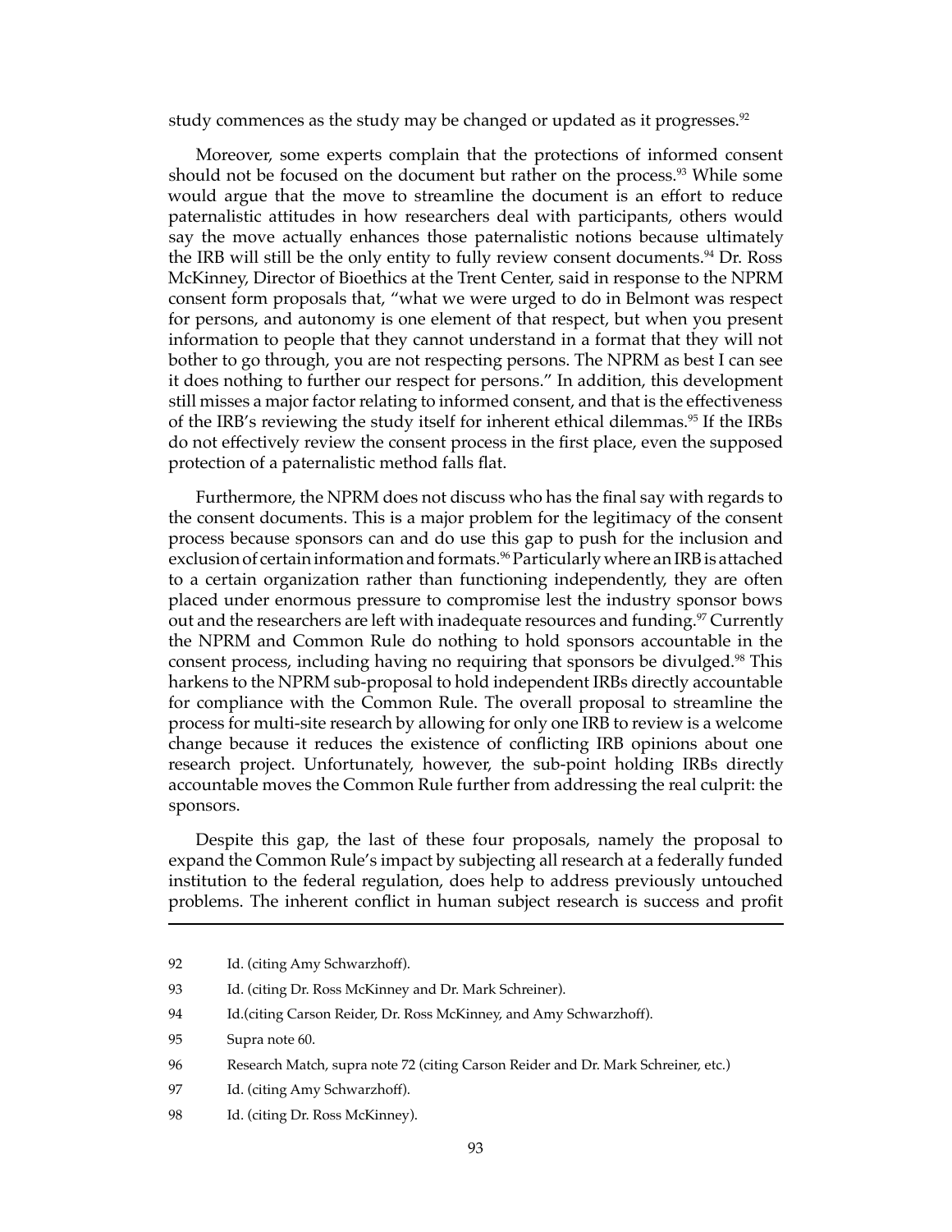study commences as the study may be changed or updated as it progresses.[92]

Moreover, some experts complain that the protections of informed consent should not be focused on the document but rather on the process.[93] While some would argue that the move to streamline the document is an effort to reduce paternalistic attitudes in how researchers deal with participants, others would say the move actually enhances those paternalistic notions because ultimately the IRB will still be the only entity to fully review consent documents.[94] Dr. Ross McKinney, Director of Bioethics at the Trent Center, said in response to the NPRM consent form proposals that, "what we were urged to do in Belmont was respect for persons, and autonomy is one element of that respect, but when you present information to people that they cannot understand in a format that they will not bother to go through, you are not respecting persons. The NPRM as best I can see it does nothing to further our respect for persons." In addition, this development still misses a major factor relating to informed consent, and that is the effectiveness of the IRB's reviewing the study itself for inherent ethical dilemmas.[95] If the IRBs do not effectively review the consent process in the first place, even the supposed protection of a paternalistic method falls flat.

Furthermore, the NPRM does not discuss who has the final say with regards to the consent documents. This is a major problem for the legitimacy of the consent process because sponsors can and do use this gap to push for the inclusion and exclusion of certain information and formats.[96] Particularly where an IRB is attached to a certain organization rather than functioning independently, they are often placed under enormous pressure to compromise lest the industry sponsor bows out and the researchers are left with inadequate resources and funding.[97] Currently the NPRM and Common Rule do nothing to hold sponsors accountable in the consent process, including having no requiring that sponsors be divulged.[98] This harkens to the NPRM sub-proposal to hold independent IRBs directly accountable for compliance with the Common Rule. The overall proposal to streamline the process for multi-site research by allowing for only one IRB to review is a welcome change because it reduces the existence of conflicting IRB opinions about one research project. Unfortunately, however, the sub-point holding IRBs directly accountable moves the Common Rule further from addressing the real culprit: the sponsors.

Despite this gap, the last of these four proposals, namely the proposal to expand the Common Rule's impact by subjecting all research at a federally funded institution to the federal regulation, does help to address previously untouched problems. The inherent conflict in human subject research is success and profit

---

92 Id. (citing Amy Schwarzhoff).

93 Id. (citing Dr. Ross McKinney and Dr. Mark Schreiner).

94 Id.(citing Carson Reider, Dr. Ross McKinney, and Amy Schwarzhoff).

95 Supra note 60.

96 Research Match, supra note 72 (citing Carson Reider and Dr. Mark Schreiner, etc.)

97 Id. (citing Amy Schwarzhoff).

98 Id. (citing Dr. Ross McKinney).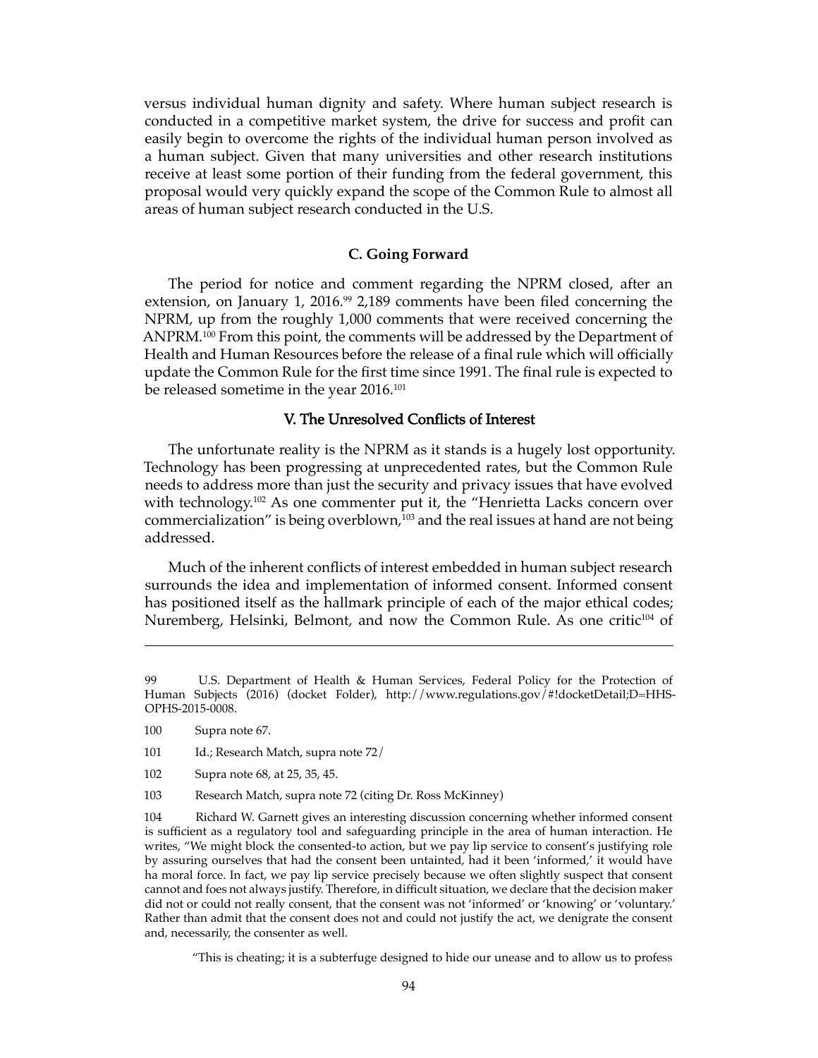versus individual human dignity and safety. Where human subject research is conducted in a competitive market system, the drive for success and profit can easily begin to overcome the rights of the individual human person involved as a human subject. Given that many universities and other research institutions receive at least some portion of their funding from the federal government, this proposal would very quickly expand the scope of the Common Rule to almost all areas of human subject research conducted in the U.S.

### C. Going Forward

The period for notice and comment regarding the NPRM closed, after an extension, on January 1, 2016.[99] 2,189 comments have been filed concerning the NPRM, up from the roughly 1,000 comments that were received concerning the ANPRM.[100] From this point, the comments will be addressed by the Department of Health and Human Resources before the release of a final rule which will officially update the Common Rule for the first time since 1991. The final rule is expected to be released sometime in the year 2016.[101]

## V. The Unresolved Conflicts of Interest

The unfortunate reality is the NPRM as it stands is a hugely lost opportunity. Technology has been progressing at unprecedented rates, but the Common Rule needs to address more than just the security and privacy issues that have evolved with technology.[102] As one commenter put it, the "Henrietta Lacks concern over commercialization" is being overblown,[103] and the real issues at hand are not being addressed.

Much of the inherent conflicts of interest embedded in human subject research surrounds the idea and implementation of informed consent. Informed consent has positioned itself as the hallmark principle of each of the major ethical codes; Nuremberg, Helsinki, Belmont, and now the Common Rule. As one critic[104] of

---

99 U.S. Department of Health & Human Services, Federal Policy for the Protection of Human Subjects (2016) (docket Folder), http://www.regulations.gov/#!docketDetail;D=HHS-OPHS-2015-0008.

100 Supra note 67.

101 Id.; Research Match, supra note 72/

102 Supra note 68, at 25, 35, 45.

103 Research Match, supra note 72 (citing Dr. Ross McKinney)

104 Richard W. Garnett gives an interesting discussion concerning whether informed consent is sufficient as a regulatory tool and safeguarding principle in the area of human interaction. He writes, "We might block the consented-to action, but we pay lip service to consent's justifying role by assuring ourselves that had the consent been untainted, had it been 'informed,' it would have ha moral force. In fact, we pay lip service precisely because we often slightly suspect that consent cannot and foes not always justify. Therefore, in difficult situation, we declare that the decision maker did not or could not really consent, that the consent was not 'informed' or 'knowing' or 'voluntary.' Rather than admit that the consent does not and could not justify the act, we denigrate the consent and, necessarily, the consenter as well.

"This is cheating; it is a subterfuge designed to hide our unease and to allow us to profess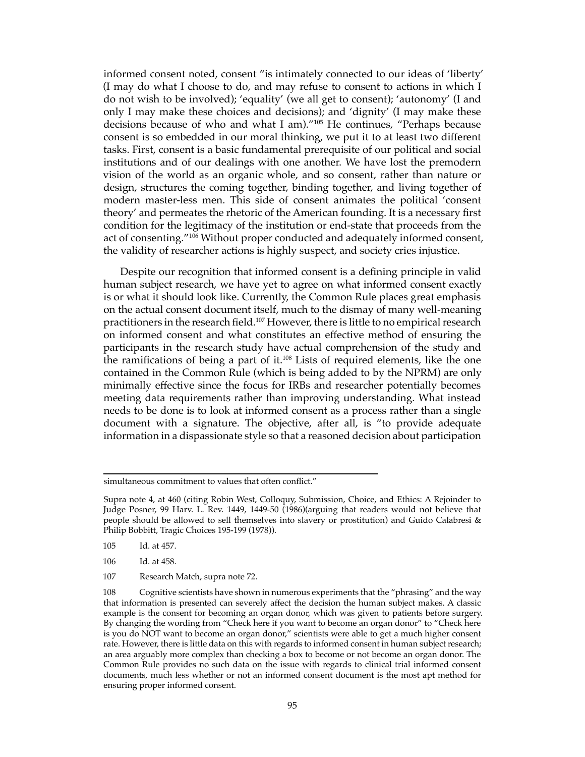informed consent noted, consent "is intimately connected to our ideas of 'liberty' (I may do what I choose to do, and may refuse to consent to actions in which I do not wish to be involved); 'equality' (we all get to consent); 'autonomy' (I and only I may make these choices and decisions); and 'dignity' (I may make these decisions because of who and what I am)."[105] He continues, "Perhaps because consent is so embedded in our moral thinking, we put it to at least two different tasks. First, consent is a basic fundamental prerequisite of our political and social institutions and of our dealings with one another. We have lost the premodern vision of the world as an organic whole, and so consent, rather than nature or design, structures the coming together, binding together, and living together of modern master-less men. This side of consent animates the political 'consent theory' and permeates the rhetoric of the American founding. It is a necessary first condition for the legitimacy of the institution or end-state that proceeds from the act of consenting."[106] Without proper conducted and adequately informed consent, the validity of researcher actions is highly suspect, and society cries injustice.

Despite our recognition that informed consent is a defining principle in valid human subject research, we have yet to agree on what informed consent exactly is or what it should look like. Currently, the Common Rule places great emphasis on the actual consent document itself, much to the dismay of many well-meaning practitioners in the research field.[107] However, there is little to no empirical research on informed consent and what constitutes an effective method of ensuring the participants in the research study have actual comprehension of the study and the ramifications of being a part of it.[108] Lists of required elements, like the one contained in the Common Rule (which is being added to by the NPRM) are only minimally effective since the focus for IRBs and researcher potentially becomes meeting data requirements rather than improving understanding. What instead needs to be done is to look at informed consent as a process rather than a single document with a signature. The objective, after all, is "to provide adequate information in a dispassionate style so that a reasoned decision about participation

---

simultaneous commitment to values that often conflict."

Supra note 4, at 460 (citing Robin West, Colloquy, Submission, Choice, and Ethics: A Rejoinder to Judge Posner, 99 Harv. L. Rev. 1449, 1449-50 (1986)(arguing that readers would not believe that people should be allowed to sell themselves into slavery or prostitution) and Guido Calabresi & Philip Bobbitt, Tragic Choices 195-199 (1978)).

105 Id. at 457.

106 Id. at 458.

107 Research Match, supra note 72.

108 Cognitive scientists have shown in numerous experiments that the "phrasing" and the way that information is presented can severely affect the decision the human subject makes. A classic example is the consent for becoming an organ donor, which was given to patients before surgery. By changing the wording from "Check here if you want to become an organ donor" to "Check here is you do NOT want to become an organ donor," scientists were able to get a much higher consent rate. However, there is little data on this with regards to informed consent in human subject research; an area arguably more complex than checking a box to become or not become an organ donor. The Common Rule provides no such data on the issue with regards to clinical trial informed consent documents, much less whether or not an informed consent document is the most apt method for ensuring proper informed consent.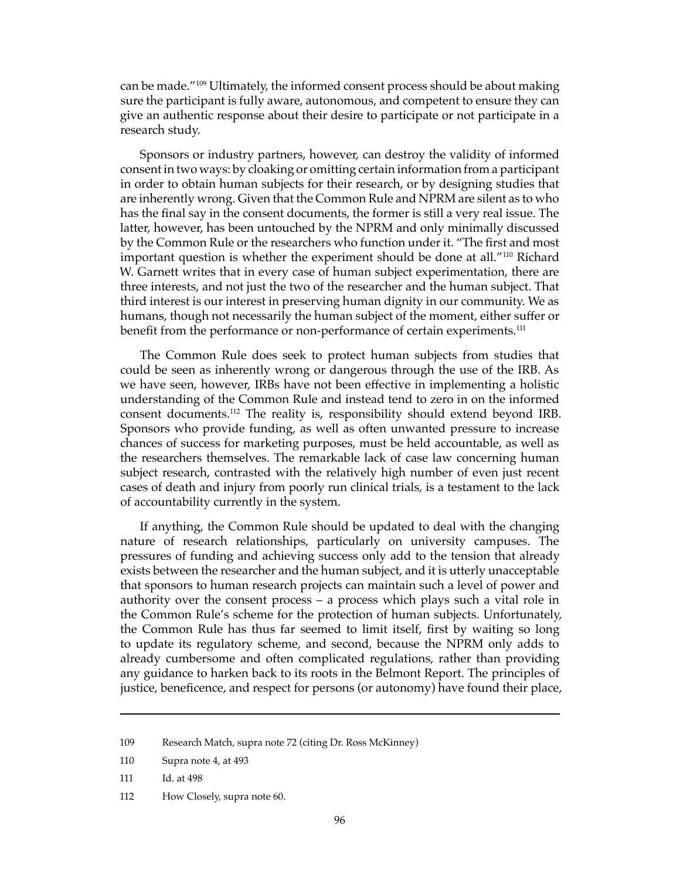can be made."[109] Ultimately, the informed consent process should be about making sure the participant is fully aware, autonomous, and competent to ensure they can give an authentic response about their desire to participate or not participate in a research study.

Sponsors or industry partners, however, can destroy the validity of informed consent in two ways: by cloaking or omitting certain information from a participant in order to obtain human subjects for their research, or by designing studies that are inherently wrong. Given that the Common Rule and NPRM are silent as to who has the final say in the consent documents, the former is still a very real issue. The latter, however, has been untouched by the NPRM and only minimally discussed by the Common Rule or the researchers who function under it. "The first and most important question is whether the experiment should be done at all."[110] Richard W. Garnett writes that in every case of human subject experimentation, there are three interests, and not just the two of the researcher and the human subject. That third interest is our interest in preserving human dignity in our community. We as humans, though not necessarily the human subject of the moment, either suffer or benefit from the performance or non-performance of certain experiments.[111]

The Common Rule does seek to protect human subjects from studies that could be seen as inherently wrong or dangerous through the use of the IRB. As we have seen, however, IRBs have not been effective in implementing a holistic understanding of the Common Rule and instead tend to zero in on the informed consent documents.[112] The reality is, responsibility should extend beyond IRB. Sponsors who provide funding, as well as often unwanted pressure to increase chances of success for marketing purposes, must be held accountable, as well as the researchers themselves. The remarkable lack of case law concerning human subject research, contrasted with the relatively high number of even just recent cases of death and injury from poorly run clinical trials, is a testament to the lack of accountability currently in the system.

If anything, the Common Rule should be updated to deal with the changing nature of research relationships, particularly on university campuses. The pressures of funding and achieving success only add to the tension that already exists between the researcher and the human subject, and it is utterly unacceptable that sponsors to human research projects can maintain such a level of power and authority over the consent process – a process which plays such a vital role in the Common Rule's scheme for the protection of human subjects. Unfortunately, the Common Rule has thus far seemed to limit itself, first by waiting so long to update its regulatory scheme, and second, because the NPRM only adds to already cumbersome and often complicated regulations, rather than providing any guidance to harken back to its roots in the Belmont Report. The principles of justice, beneficence, and respect for persons (or autonomy) have found their place,

---

109 Research Match, supra note 72 (citing Dr. Ross McKinney)

110 Supra note 4, at 493

111 Id. at 498

112 How Closely, supra note 60.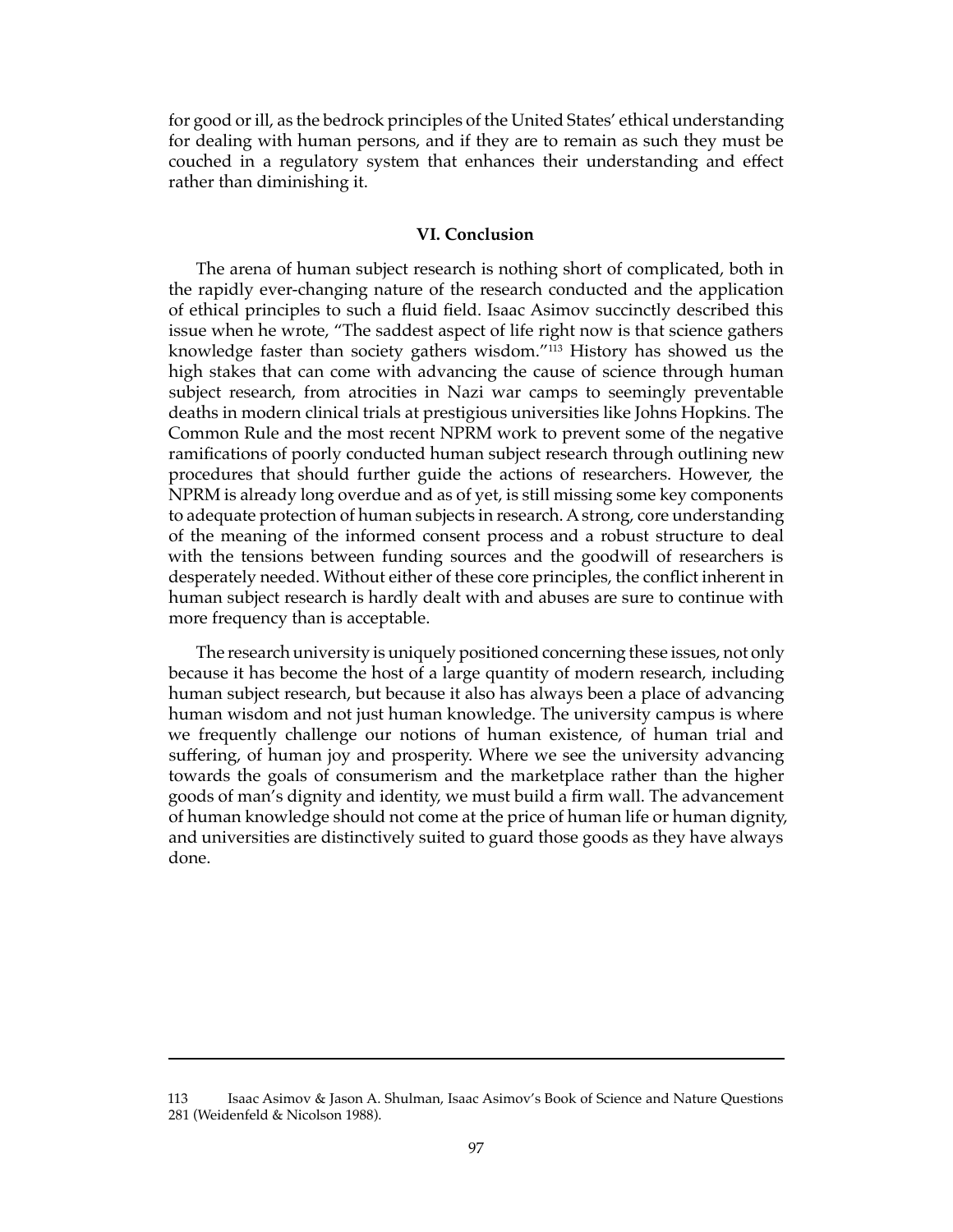for good or ill, as the bedrock principles of the United States' ethical understanding for dealing with human persons, and if they are to remain as such they must be couched in a regulatory system that enhances their understanding and effect rather than diminishing it.

## VI. Conclusion

The arena of human subject research is nothing short of complicated, both in the rapidly ever-changing nature of the research conducted and the application of ethical principles to such a fluid field. Isaac Asimov succinctly described this issue when he wrote, "The saddest aspect of life right now is that science gathers knowledge faster than society gathers wisdom."[113] History has showed us the high stakes that can come with advancing the cause of science through human subject research, from atrocities in Nazi war camps to seemingly preventable deaths in modern clinical trials at prestigious universities like Johns Hopkins. The Common Rule and the most recent NPRM work to prevent some of the negative ramifications of poorly conducted human subject research through outlining new procedures that should further guide the actions of researchers. However, the NPRM is already long overdue and as of yet, is still missing some key components to adequate protection of human subjects in research. A strong, core understanding of the meaning of the informed consent process and a robust structure to deal with the tensions between funding sources and the goodwill of researchers is desperately needed. Without either of these core principles, the conflict inherent in human subject research is hardly dealt with and abuses are sure to continue with more frequency than is acceptable.

The research university is uniquely positioned concerning these issues, not only because it has become the host of a large quantity of modern research, including human subject research, but because it also has always been a place of advancing human wisdom and not just human knowledge. The university campus is where we frequently challenge our notions of human existence, of human trial and suffering, of human joy and prosperity. Where we see the university advancing towards the goals of consumerism and the marketplace rather than the higher goods of man's dignity and identity, we must build a firm wall. The advancement of human knowledge should not come at the price of human life or human dignity, and universities are distinctively suited to guard those goods as they have always done.

---

113 Isaac Asimov & Jason A. Shulman, Isaac Asimov's Book of Science and Nature Questions 281 (Weidenfeld & Nicolson 1988).